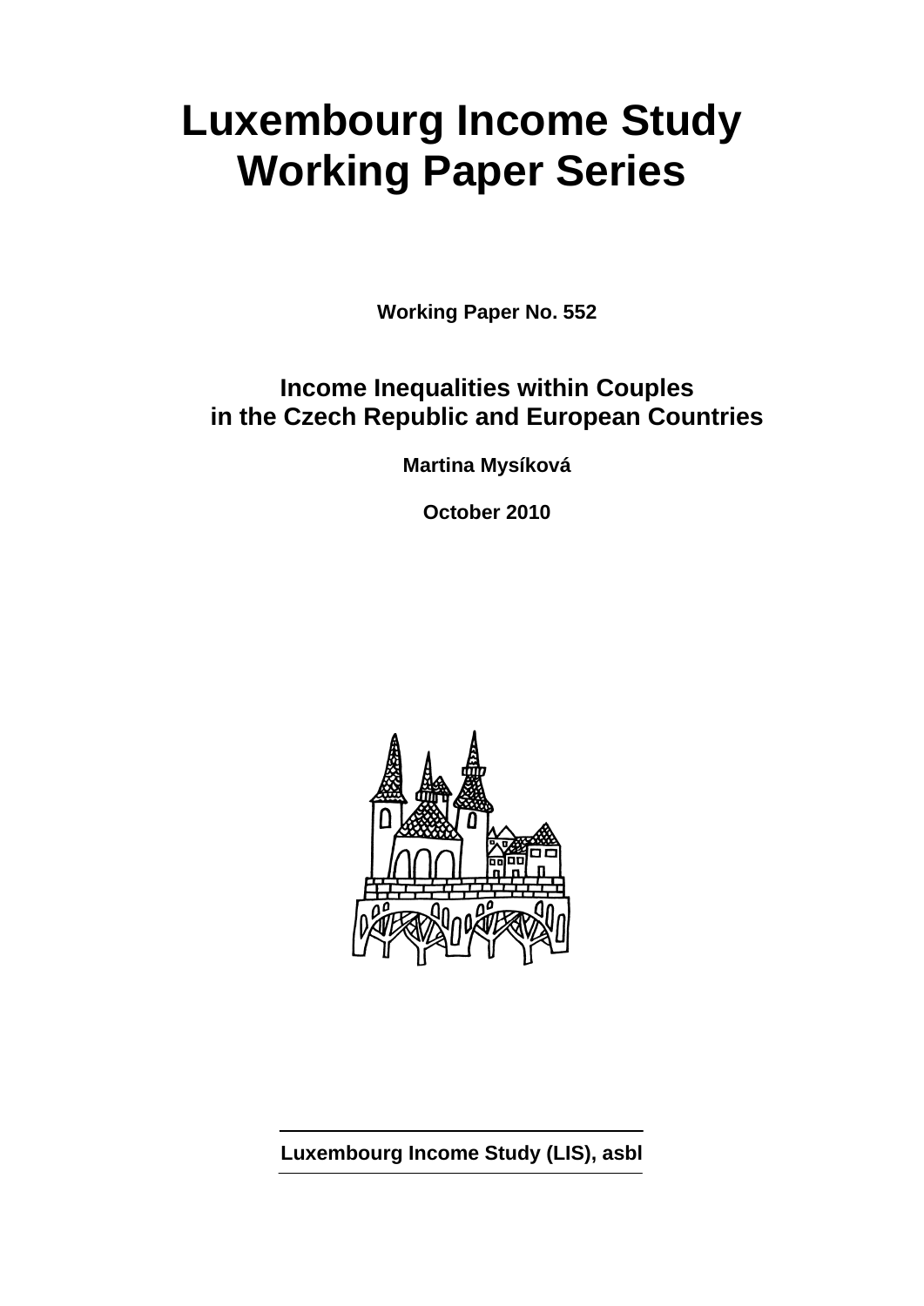# Luxembourg Income Study Working Paper Series

**Working Paper No. 552**

## Income Inequalities within Couples in the Czech Republic and European Countries

**Martina Mysíková**

**October 2010**

**Luxembourg Income Study (LIS), asbl**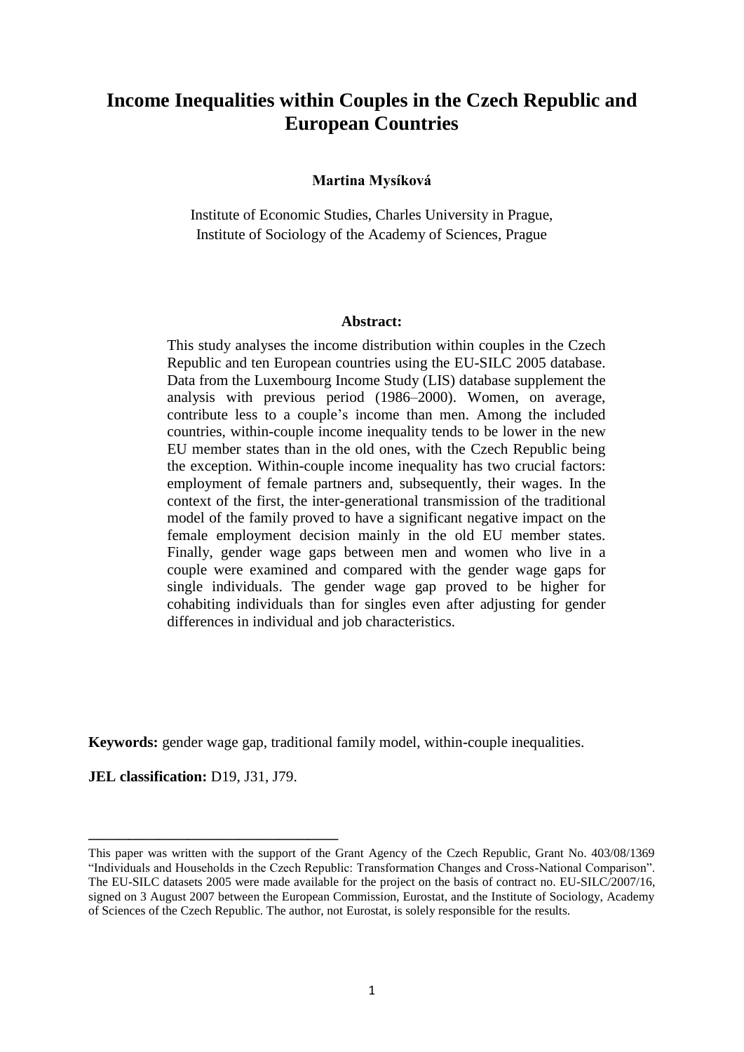# Income Inequalities within Couples in the Czech Republic and European Countries

**Martina Mysíková**

Institute of Economic Studies, Charles University in Prague,
Institute of Sociology of the Academy of Sciences, Prague

**Abstract:**

This study analyses the income distribution within couples in the Czech Republic and ten European countries using the EU-SILC 2005 database. Data from the Luxembourg Income Study (LIS) database supplement the analysis with previous period (1986–2000). Women, on average, contribute less to a couple's income than men. Among the included countries, within-couple income inequality tends to be lower in the new EU member states than in the old ones, with the Czech Republic being the exception. Within-couple income inequality has two crucial factors: employment of female partners and, subsequently, their wages. In the context of the first, the inter-generational transmission of the traditional model of the family proved to have a significant negative impact on the female employment decision mainly in the old EU member states. Finally, gender wage gaps between men and women who live in a couple were examined and compared with the gender wage gaps for single individuals. The gender wage gap proved to be higher for cohabiting individuals than for singles even after adjusting for gender differences in individual and job characteristics.

**Keywords:** gender wage gap, traditional family model, within-couple inequalities.

**JEL classification:** D19, J31, J79.

---

This paper was written with the support of the Grant Agency of the Czech Republic, Grant No. 403/08/1369 "Individuals and Households in the Czech Republic: Transformation Changes and Cross-National Comparison". The EU-SILC datasets 2005 were made available for the project on the basis of contract no. EU-SILC/2007/16, signed on 3 August 2007 between the European Commission, Eurostat, and the Institute of Sociology, Academy of Sciences of the Czech Republic. The author, not Eurostat, is solely responsible for the results.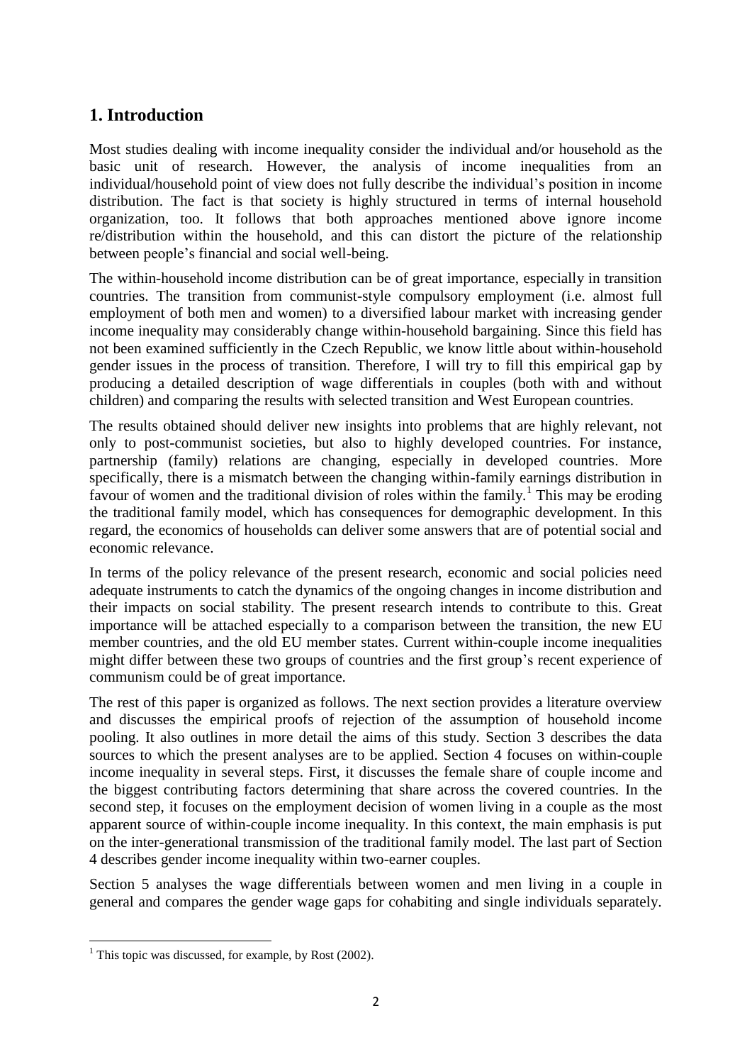## 1. Introduction

Most studies dealing with income inequality consider the individual and/or household as the basic unit of research. However, the analysis of income inequalities from an individual/household point of view does not fully describe the individual's position in income distribution. The fact is that society is highly structured in terms of internal household organization, too. It follows that both approaches mentioned above ignore income re/distribution within the household, and this can distort the picture of the relationship between people's financial and social well-being.

The within-household income distribution can be of great importance, especially in transition countries. The transition from communist-style compulsory employment (i.e. almost full employment of both men and women) to a diversified labour market with increasing gender income inequality may considerably change within-household bargaining. Since this field has not been examined sufficiently in the Czech Republic, we know little about within-household gender issues in the process of transition. Therefore, I will try to fill this empirical gap by producing a detailed description of wage differentials in couples (both with and without children) and comparing the results with selected transition and West European countries.

The results obtained should deliver new insights into problems that are highly relevant, not only to post-communist societies, but also to highly developed countries. For instance, partnership (family) relations are changing, especially in developed countries. More specifically, there is a mismatch between the changing within-family earnings distribution in favour of women and the traditional division of roles within the family.[1] This may be eroding the traditional family model, which has consequences for demographic development. In this regard, the economics of households can deliver some answers that are of potential social and economic relevance.

In terms of the policy relevance of the present research, economic and social policies need adequate instruments to catch the dynamics of the ongoing changes in income distribution and their impacts on social stability. The present research intends to contribute to this. Great importance will be attached especially to a comparison between the transition, the new EU member countries, and the old EU member states. Current within-couple income inequalities might differ between these two groups of countries and the first group's recent experience of communism could be of great importance.

The rest of this paper is organized as follows. The next section provides a literature overview and discusses the empirical proofs of rejection of the assumption of household income pooling. It also outlines in more detail the aims of this study. Section 3 describes the data sources to which the present analyses are to be applied. Section 4 focuses on within-couple income inequality in several steps. First, it discusses the female share of couple income and the biggest contributing factors determining that share across the covered countries. In the second step, it focuses on the employment decision of women living in a couple as the most apparent source of within-couple income inequality. In this context, the main emphasis is put on the inter-generational transmission of the traditional family model. The last part of Section 4 describes gender income inequality within two-earner couples.

Section 5 analyses the wage differentials between women and men living in a couple in general and compares the gender wage gaps for cohabiting and single individuals separately.

---

[1] This topic was discussed, for example, by Rost (2002).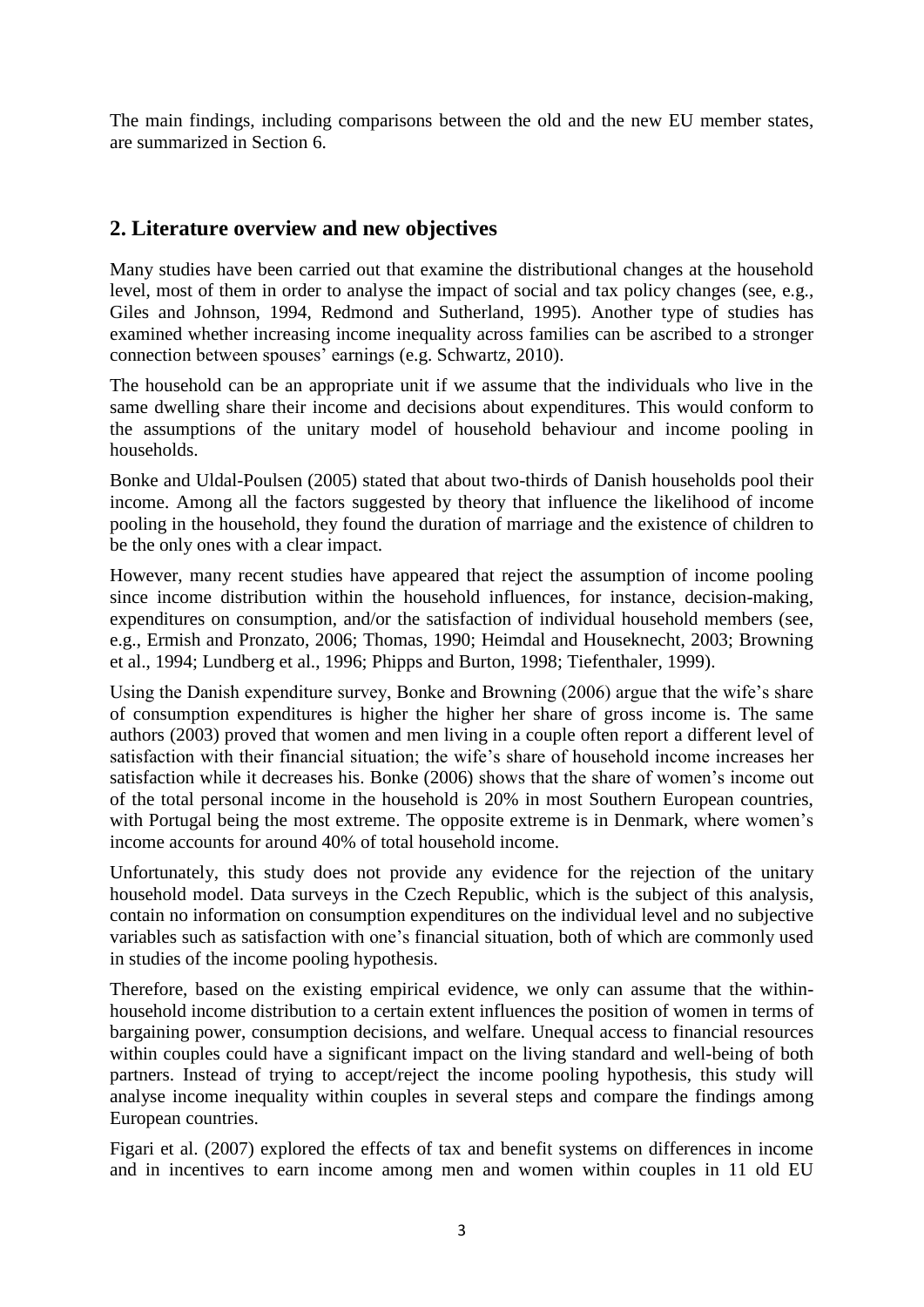The main findings, including comparisons between the old and the new EU member states, are summarized in Section 6.

## 2. Literature overview and new objectives

Many studies have been carried out that examine the distributional changes at the household level, most of them in order to analyse the impact of social and tax policy changes (see, e.g., Giles and Johnson, 1994, Redmond and Sutherland, 1995). Another type of studies has examined whether increasing income inequality across families can be ascribed to a stronger connection between spouses' earnings (e.g. Schwartz, 2010).

The household can be an appropriate unit if we assume that the individuals who live in the same dwelling share their income and decisions about expenditures. This would conform to the assumptions of the unitary model of household behaviour and income pooling in households.

Bonke and Uldal-Poulsen (2005) stated that about two-thirds of Danish households pool their income. Among all the factors suggested by theory that influence the likelihood of income pooling in the household, they found the duration of marriage and the existence of children to be the only ones with a clear impact.

However, many recent studies have appeared that reject the assumption of income pooling since income distribution within the household influences, for instance, decision-making, expenditures on consumption, and/or the satisfaction of individual household members (see, e.g., Ermish and Pronzato, 2006; Thomas, 1990; Heimdal and Houseknecht, 2003; Browning et al., 1994; Lundberg et al., 1996; Phipps and Burton, 1998; Tiefenthaler, 1999).

Using the Danish expenditure survey, Bonke and Browning (2006) argue that the wife's share of consumption expenditures is higher the higher her share of gross income is. The same authors (2003) proved that women and men living in a couple often report a different level of satisfaction with their financial situation; the wife's share of household income increases her satisfaction while it decreases his. Bonke (2006) shows that the share of women's income out of the total personal income in the household is 20% in most Southern European countries, with Portugal being the most extreme. The opposite extreme is in Denmark, where women's income accounts for around 40% of total household income.

Unfortunately, this study does not provide any evidence for the rejection of the unitary household model. Data surveys in the Czech Republic, which is the subject of this analysis, contain no information on consumption expenditures on the individual level and no subjective variables such as satisfaction with one's financial situation, both of which are commonly used in studies of the income pooling hypothesis.

Therefore, based on the existing empirical evidence, we only can assume that the within-household income distribution to a certain extent influences the position of women in terms of bargaining power, consumption decisions, and welfare. Unequal access to financial resources within couples could have a significant impact on the living standard and well-being of both partners. Instead of trying to accept/reject the income pooling hypothesis, this study will analyse income inequality within couples in several steps and compare the findings among European countries.

Figari et al. (2007) explored the effects of tax and benefit systems on differences in income and in incentives to earn income among men and women within couples in 11 old EU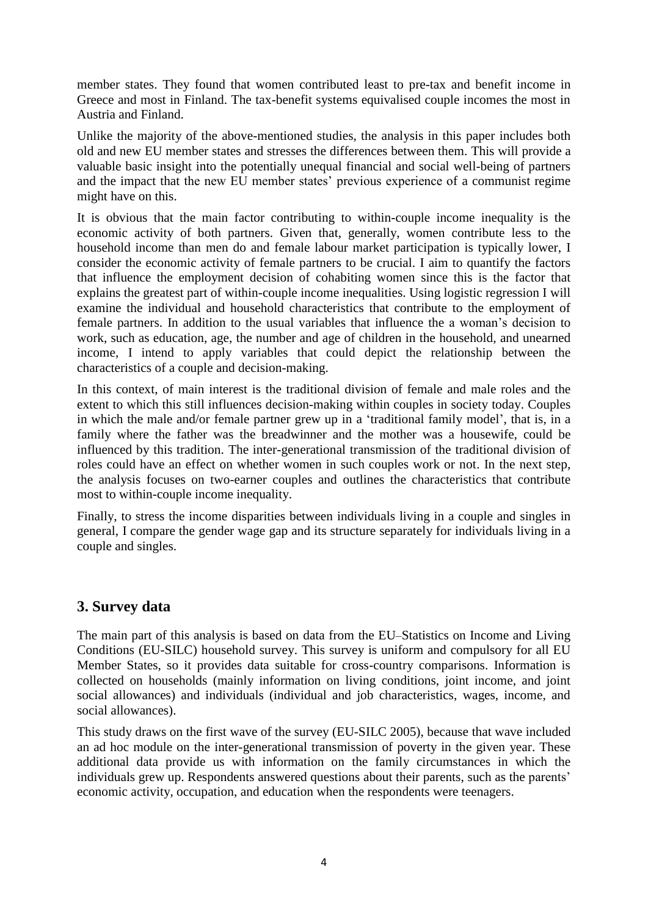member states. They found that women contributed least to pre-tax and benefit income in Greece and most in Finland. The tax-benefit systems equivalised couple incomes the most in Austria and Finland.

Unlike the majority of the above-mentioned studies, the analysis in this paper includes both old and new EU member states and stresses the differences between them. This will provide a valuable basic insight into the potentially unequal financial and social well-being of partners and the impact that the new EU member states' previous experience of a communist regime might have on this.

It is obvious that the main factor contributing to within-couple income inequality is the economic activity of both partners. Given that, generally, women contribute less to the household income than men do and female labour market participation is typically lower, I consider the economic activity of female partners to be crucial. I aim to quantify the factors that influence the employment decision of cohabiting women since this is the factor that explains the greatest part of within-couple income inequalities. Using logistic regression I will examine the individual and household characteristics that contribute to the employment of female partners. In addition to the usual variables that influence the a woman's decision to work, such as education, age, the number and age of children in the household, and unearned income, I intend to apply variables that could depict the relationship between the characteristics of a couple and decision-making.

In this context, of main interest is the traditional division of female and male roles and the extent to which this still influences decision-making within couples in society today. Couples in which the male and/or female partner grew up in a 'traditional family model', that is, in a family where the father was the breadwinner and the mother was a housewife, could be influenced by this tradition. The inter-generational transmission of the traditional division of roles could have an effect on whether women in such couples work or not. In the next step, the analysis focuses on two-earner couples and outlines the characteristics that contribute most to within-couple income inequality.

Finally, to stress the income disparities between individuals living in a couple and singles in general, I compare the gender wage gap and its structure separately for individuals living in a couple and singles.

## 3. Survey data

The main part of this analysis is based on data from the EU–Statistics on Income and Living Conditions (EU-SILC) household survey. This survey is uniform and compulsory for all EU Member States, so it provides data suitable for cross-country comparisons. Information is collected on households (mainly information on living conditions, joint income, and joint social allowances) and individuals (individual and job characteristics, wages, income, and social allowances).

This study draws on the first wave of the survey (EU-SILC 2005), because that wave included an ad hoc module on the inter-generational transmission of poverty in the given year. These additional data provide us with information on the family circumstances in which the individuals grew up. Respondents answered questions about their parents, such as the parents' economic activity, occupation, and education when the respondents were teenagers.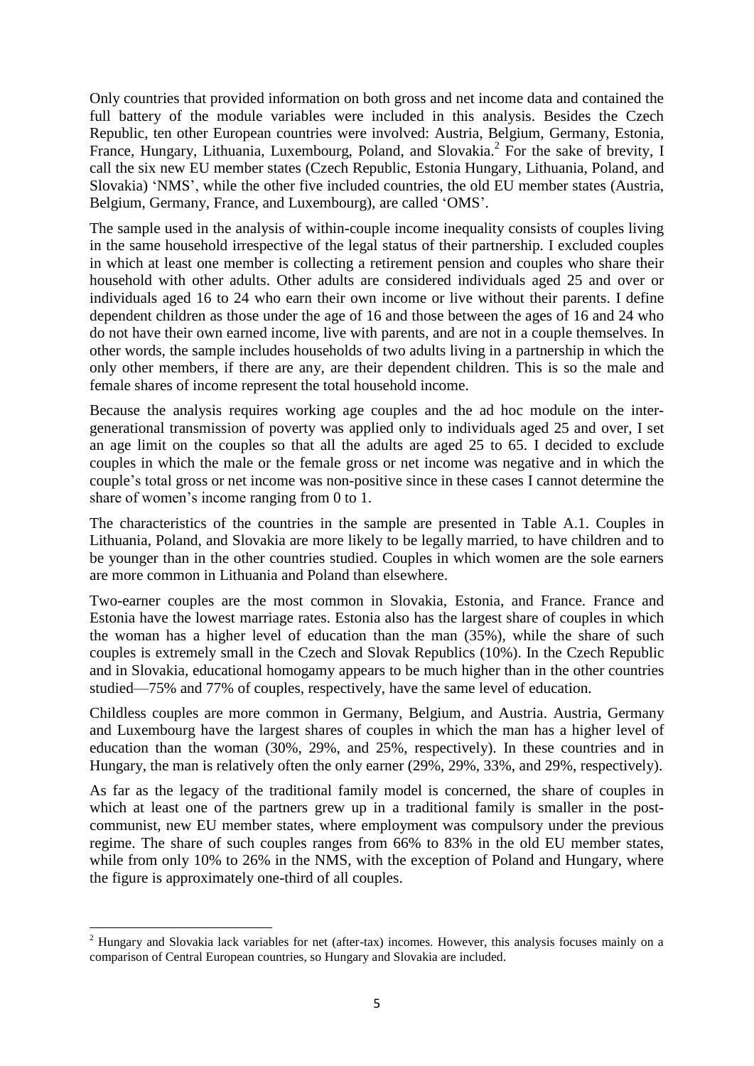Only countries that provided information on both gross and net income data and contained the full battery of the module variables were included in this analysis. Besides the Czech Republic, ten other European countries were involved: Austria, Belgium, Germany, Estonia, France, Hungary, Lithuania, Luxembourg, Poland, and Slovakia.[2] For the sake of brevity, I call the six new EU member states (Czech Republic, Estonia Hungary, Lithuania, Poland, and Slovakia) 'NMS', while the other five included countries, the old EU member states (Austria, Belgium, Germany, France, and Luxembourg), are called 'OMS'.

The sample used in the analysis of within-couple income inequality consists of couples living in the same household irrespective of the legal status of their partnership. I excluded couples in which at least one member is collecting a retirement pension and couples who share their household with other adults. Other adults are considered individuals aged 25 and over or individuals aged 16 to 24 who earn their own income or live without their parents. I define dependent children as those under the age of 16 and those between the ages of 16 and 24 who do not have their own earned income, live with parents, and are not in a couple themselves. In other words, the sample includes households of two adults living in a partnership in which the only other members, if there are any, are their dependent children. This is so the male and female shares of income represent the total household income.

Because the analysis requires working age couples and the ad hoc module on the inter-generational transmission of poverty was applied only to individuals aged 25 and over, I set an age limit on the couples so that all the adults are aged 25 to 65. I decided to exclude couples in which the male or the female gross or net income was negative and in which the couple's total gross or net income was non-positive since in these cases I cannot determine the share of women's income ranging from 0 to 1.

The characteristics of the countries in the sample are presented in Table A.1. Couples in Lithuania, Poland, and Slovakia are more likely to be legally married, to have children and to be younger than in the other countries studied. Couples in which women are the sole earners are more common in Lithuania and Poland than elsewhere.

Two-earner couples are the most common in Slovakia, Estonia, and France. France and Estonia have the lowest marriage rates. Estonia also has the largest share of couples in which the woman has a higher level of education than the man (35%), while the share of such couples is extremely small in the Czech and Slovak Republics (10%). In the Czech Republic and in Slovakia, educational homogamy appears to be much higher than in the other countries studied—75% and 77% of couples, respectively, have the same level of education.

Childless couples are more common in Germany, Belgium, and Austria. Austria, Germany and Luxembourg have the largest shares of couples in which the man has a higher level of education than the woman (30%, 29%, and 25%, respectively). In these countries and in Hungary, the man is relatively often the only earner (29%, 29%, 33%, and 29%, respectively).

As far as the legacy of the traditional family model is concerned, the share of couples in which at least one of the partners grew up in a traditional family is smaller in the post-communist, new EU member states, where employment was compulsory under the previous regime. The share of such couples ranges from 66% to 83% in the old EU member states, while from only 10% to 26% in the NMS, with the exception of Poland and Hungary, where the figure is approximately one-third of all couples.

[2] Hungary and Slovakia lack variables for net (after-tax) incomes. However, this analysis focuses mainly on a comparison of Central European countries, so Hungary and Slovakia are included.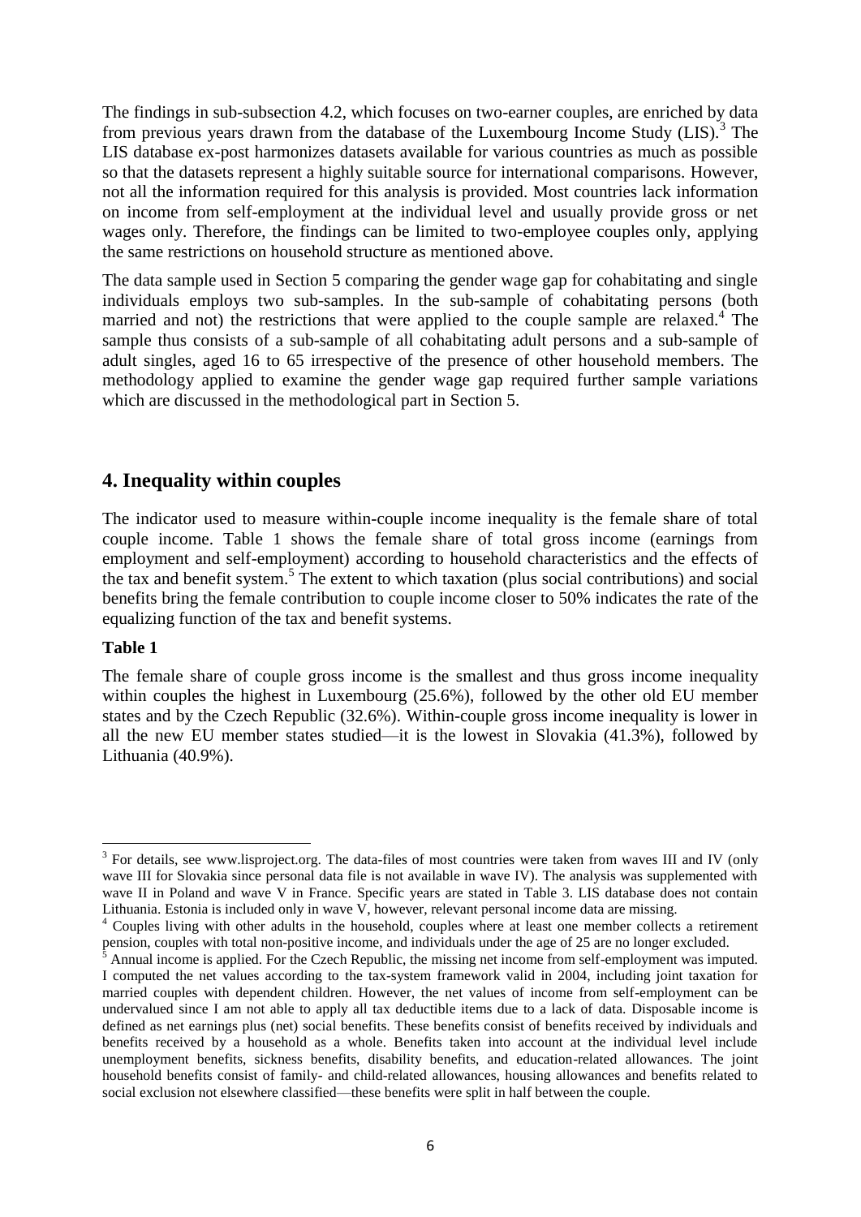The findings in sub-subsection 4.2, which focuses on two-earner couples, are enriched by data from previous years drawn from the database of the Luxembourg Income Study (LIS).[3] The LIS database ex-post harmonizes datasets available for various countries as much as possible so that the datasets represent a highly suitable source for international comparisons. However, not all the information required for this analysis is provided. Most countries lack information on income from self-employment at the individual level and usually provide gross or net wages only. Therefore, the findings can be limited to two-employee couples only, applying the same restrictions on household structure as mentioned above.

The data sample used in Section 5 comparing the gender wage gap for cohabitating and single individuals employs two sub-samples. In the sub-sample of cohabitating persons (both married and not) the restrictions that were applied to the couple sample are relaxed.[4] The sample thus consists of a sub-sample of all cohabitating adult persons and a sub-sample of adult singles, aged 16 to 65 irrespective of the presence of other household members. The methodology applied to examine the gender wage gap required further sample variations which are discussed in the methodological part in Section 5.

## 4. Inequality within couples

The indicator used to measure within-couple income inequality is the female share of total couple income. Table 1 shows the female share of total gross income (earnings from employment and self-employment) according to household characteristics and the effects of the tax and benefit system.[5] The extent to which taxation (plus social contributions) and social benefits bring the female contribution to couple income closer to 50% indicates the rate of the equalizing function of the tax and benefit systems.

**Table 1**

The female share of couple gross income is the smallest and thus gross income inequality within couples the highest in Luxembourg (25.6%), followed by the other old EU member states and by the Czech Republic (32.6%). Within-couple gross income inequality is lower in all the new EU member states studied—it is the lowest in Slovakia (41.3%), followed by Lithuania (40.9%).

---

[3] For details, see www.lisproject.org. The data-files of most countries were taken from waves III and IV (only wave III for Slovakia since personal data file is not available in wave IV). The analysis was supplemented with wave II in Poland and wave V in France. Specific years are stated in Table 3. LIS database does not contain Lithuania. Estonia is included only in wave V, however, relevant personal income data are missing.

[4] Couples living with other adults in the household, couples where at least one member collects a retirement pension, couples with total non-positive income, and individuals under the age of 25 are no longer excluded.

[5] Annual income is applied. For the Czech Republic, the missing net income from self-employment was imputed. I computed the net values according to the tax-system framework valid in 2004, including joint taxation for married couples with dependent children. However, the net values of income from self-employment can be undervalued since I am not able to apply all tax deductible items due to a lack of data. Disposable income is defined as net earnings plus (net) social benefits. These benefits consist of benefits received by individuals and benefits received by a household as a whole. Benefits taken into account at the individual level include unemployment benefits, sickness benefits, disability benefits, and education-related allowances. The joint household benefits consist of family- and child-related allowances, housing allowances and benefits related to social exclusion not elsewhere classified—these benefits were split in half between the couple.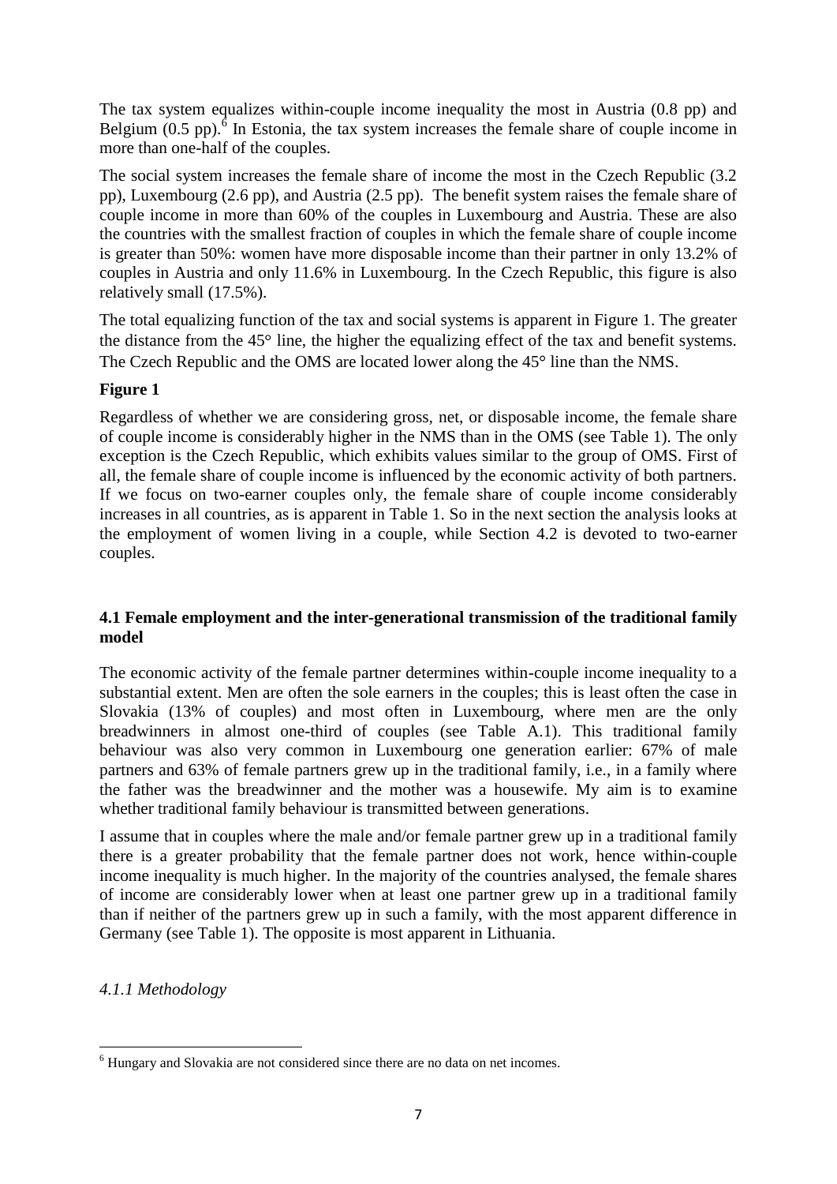The tax system equalizes within-couple income inequality the most in Austria (0.8 pp) and Belgium (0.5 pp).[6] In Estonia, the tax system increases the female share of couple income in more than one-half of the couples.

The social system increases the female share of income the most in the Czech Republic (3.2 pp), Luxembourg (2.6 pp), and Austria (2.5 pp). The benefit system raises the female share of couple income in more than 60% of the couples in Luxembourg and Austria. These are also the countries with the smallest fraction of couples in which the female share of couple income is greater than 50%: women have more disposable income than their partner in only 13.2% of couples in Austria and only 11.6% in Luxembourg. In the Czech Republic, this figure is also relatively small (17.5%).

The total equalizing function of the tax and social systems is apparent in Figure 1. The greater the distance from the 45° line, the higher the equalizing effect of the tax and benefit systems. The Czech Republic and the OMS are located lower along the 45° line than the NMS.

**Figure 1**

Regardless of whether we are considering gross, net, or disposable income, the female share of couple income is considerably higher in the NMS than in the OMS (see Table 1). The only exception is the Czech Republic, which exhibits values similar to the group of OMS. First of all, the female share of couple income is influenced by the economic activity of both partners. If we focus on two-earner couples only, the female share of couple income considerably increases in all countries, as is apparent in Table 1. So in the next section the analysis looks at the employment of women living in a couple, while Section 4.2 is devoted to two-earner couples.

### 4.1 Female employment and the inter-generational transmission of the traditional family model

The economic activity of the female partner determines within-couple income inequality to a substantial extent. Men are often the sole earners in the couples; this is least often the case in Slovakia (13% of couples) and most often in Luxembourg, where men are the only breadwinners in almost one-third of couples (see Table A.1). This traditional family behaviour was also very common in Luxembourg one generation earlier: 67% of male partners and 63% of female partners grew up in the traditional family, i.e., in a family where the father was the breadwinner and the mother was a housewife. My aim is to examine whether traditional family behaviour is transmitted between generations.

I assume that in couples where the male and/or female partner grew up in a traditional family there is a greater probability that the female partner does not work, hence within-couple income inequality is much higher. In the majority of the countries analysed, the female shares of income are considerably lower when at least one partner grew up in a traditional family than if neither of the partners grew up in such a family, with the most apparent difference in Germany (see Table 1). The opposite is most apparent in Lithuania.

#### *4.1.1 Methodology*

---

[6] Hungary and Slovakia are not considered since there are no data on net incomes.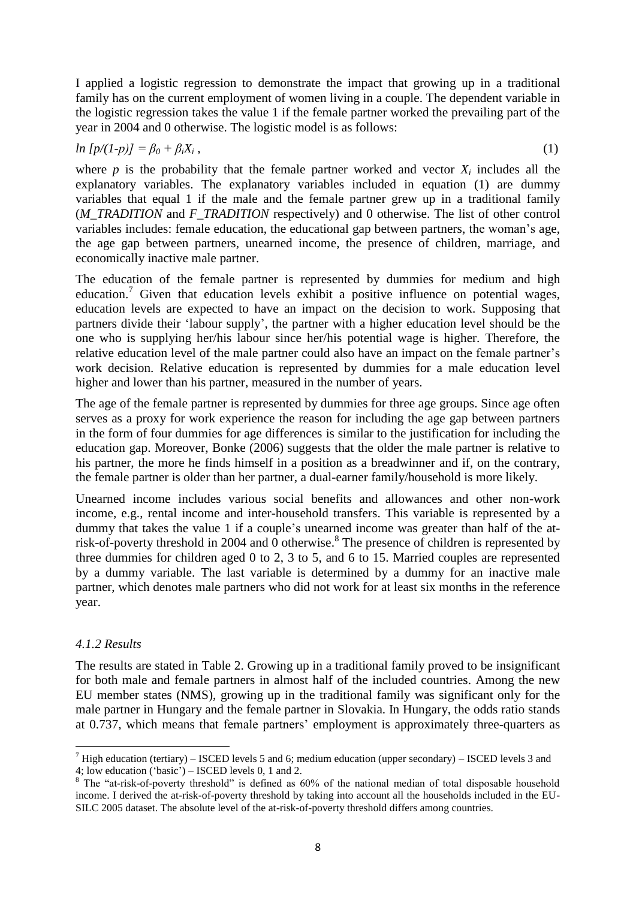I applied a logistic regression to demonstrate the impact that growing up in a traditional family has on the current employment of women living in a couple. The dependent variable in the logistic regression takes the value 1 if the female partner worked the prevailing part of the year in 2004 and 0 otherwise. The logistic model is as follows:

$$\ln [p/(1-p)] = \beta_0 + \beta_i X_i , \tag{1}$$

where $p$ is the probability that the female partner worked and vector $X_i$ includes all the explanatory variables. The explanatory variables included in equation (1) are dummy variables that equal 1 if the male and the female partner grew up in a traditional family (*M_TRADITION* and *F_TRADITION* respectively) and 0 otherwise. The list of other control variables includes: female education, the educational gap between partners, the woman's age, the age gap between partners, unearned income, the presence of children, marriage, and economically inactive male partner.

The education of the female partner is represented by dummies for medium and high education.[7] Given that education levels exhibit a positive influence on potential wages, education levels are expected to have an impact on the decision to work. Supposing that partners divide their 'labour supply', the partner with a higher education level should be the one who is supplying her/his labour since her/his potential wage is higher. Therefore, the relative education level of the male partner could also have an impact on the female partner's work decision. Relative education is represented by dummies for a male education level higher and lower than his partner, measured in the number of years.

The age of the female partner is represented by dummies for three age groups. Since age often serves as a proxy for work experience the reason for including the age gap between partners in the form of four dummies for age differences is similar to the justification for including the education gap. Moreover, Bonke (2006) suggests that the older the male partner is relative to his partner, the more he finds himself in a position as a breadwinner and if, on the contrary, the female partner is older than her partner, a dual-earner family/household is more likely.

Unearned income includes various social benefits and allowances and other non-work income, e.g., rental income and inter-household transfers. This variable is represented by a dummy that takes the value 1 if a couple's unearned income was greater than half of the at-risk-of-poverty threshold in 2004 and 0 otherwise.[8] The presence of children is represented by three dummies for children aged 0 to 2, 3 to 5, and 6 to 15. Married couples are represented by a dummy variable. The last variable is determined by a dummy for an inactive male partner, which denotes male partners who did not work for at least six months in the reference year.

### *4.1.2 Results*

The results are stated in Table 2. Growing up in a traditional family proved to be insignificant for both male and female partners in almost half of the included countries. Among the new EU member states (NMS), growing up in the traditional family was significant only for the male partner in Hungary and the female partner in Slovakia. In Hungary, the odds ratio stands at 0.737, which means that female partners' employment is approximately three-quarters as

---

[7] High education (tertiary) – ISCED levels 5 and 6; medium education (upper secondary) – ISCED levels 3 and 4; low education ('basic') – ISCED levels 0, 1 and 2.

[8] The "at-risk-of-poverty threshold" is defined as 60% of the national median of total disposable household income. I derived the at-risk-of-poverty threshold by taking into account all the households included in the EU-SILC 2005 dataset. The absolute level of the at-risk-of-poverty threshold differs among countries.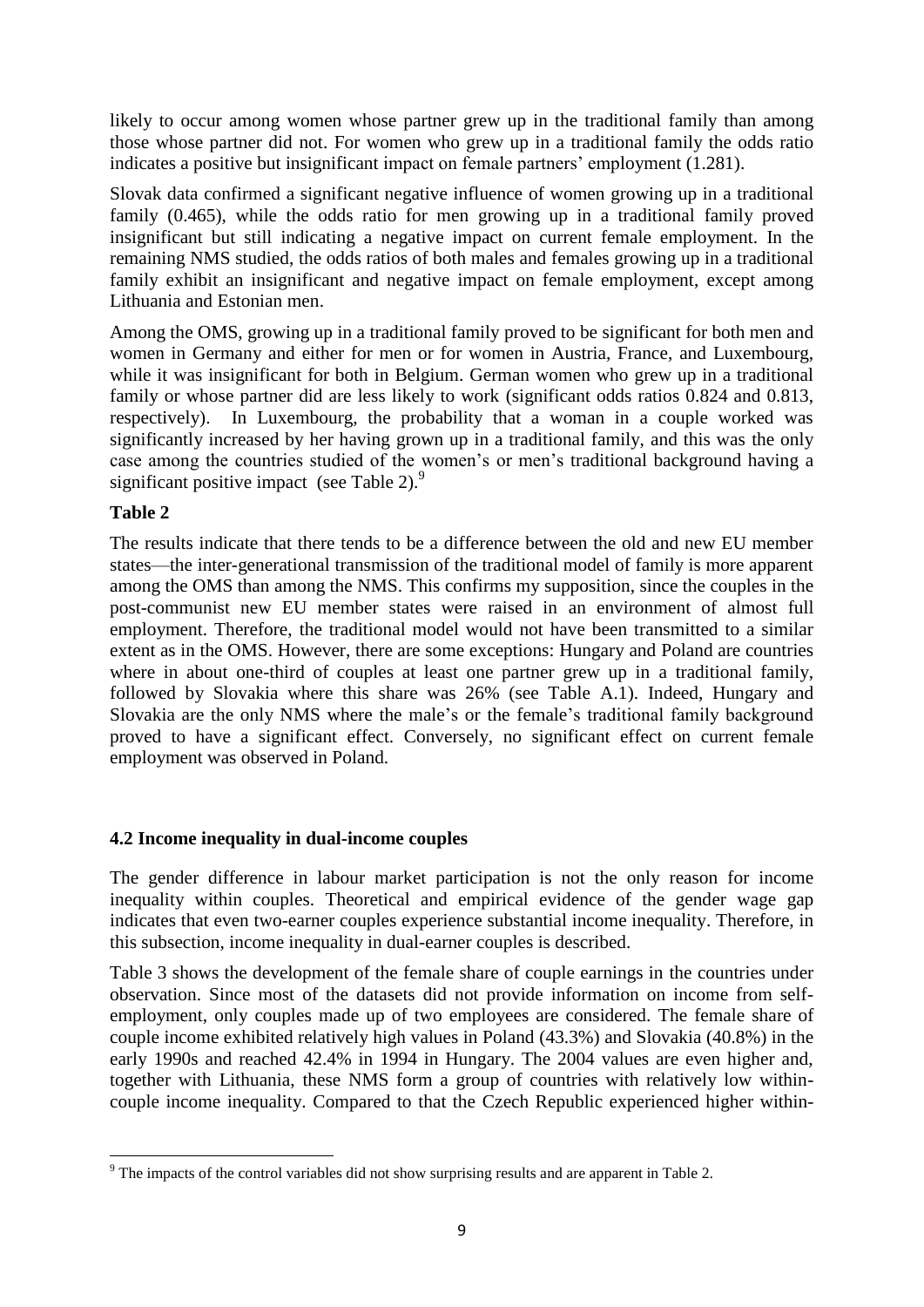likely to occur among women whose partner grew up in the traditional family than among those whose partner did not. For women who grew up in a traditional family the odds ratio indicates a positive but insignificant impact on female partners' employment (1.281).

Slovak data confirmed a significant negative influence of women growing up in a traditional family (0.465), while the odds ratio for men growing up in a traditional family proved insignificant but still indicating a negative impact on current female employment. In the remaining NMS studied, the odds ratios of both males and females growing up in a traditional family exhibit an insignificant and negative impact on female employment, except among Lithuania and Estonian men.

Among the OMS, growing up in a traditional family proved to be significant for both men and women in Germany and either for men or for women in Austria, France, and Luxembourg, while it was insignificant for both in Belgium. German women who grew up in a traditional family or whose partner did are less likely to work (significant odds ratios 0.824 and 0.813, respectively). In Luxembourg, the probability that a woman in a couple worked was significantly increased by her having grown up in a traditional family, and this was the only case among the countries studied of the women's or men's traditional background having a significant positive impact (see Table 2).[9]

**Table 2**

The results indicate that there tends to be a difference between the old and new EU member states—the inter-generational transmission of the traditional model of family is more apparent among the OMS than among the NMS. This confirms my supposition, since the couples in the post-communist new EU member states were raised in an environment of almost full employment. Therefore, the traditional model would not have been transmitted to a similar extent as in the OMS. However, there are some exceptions: Hungary and Poland are countries where in about one-third of couples at least one partner grew up in a traditional family, followed by Slovakia where this share was 26% (see Table A.1). Indeed, Hungary and Slovakia are the only NMS where the male's or the female's traditional family background proved to have a significant effect. Conversely, no significant effect on current female employment was observed in Poland.

### 4.2 Income inequality in dual-income couples

The gender difference in labour market participation is not the only reason for income inequality within couples. Theoretical and empirical evidence of the gender wage gap indicates that even two-earner couples experience substantial income inequality. Therefore, in this subsection, income inequality in dual-earner couples is described.

Table 3 shows the development of the female share of couple earnings in the countries under observation. Since most of the datasets did not provide information on income from self-employment, only couples made up of two employees are considered. The female share of couple income exhibited relatively high values in Poland (43.3%) and Slovakia (40.8%) in the early 1990s and reached 42.4% in 1994 in Hungary. The 2004 values are even higher and, together with Lithuania, these NMS form a group of countries with relatively low within-couple income inequality. Compared to that the Czech Republic experienced higher within-

[9] The impacts of the control variables did not show surprising results and are apparent in Table 2.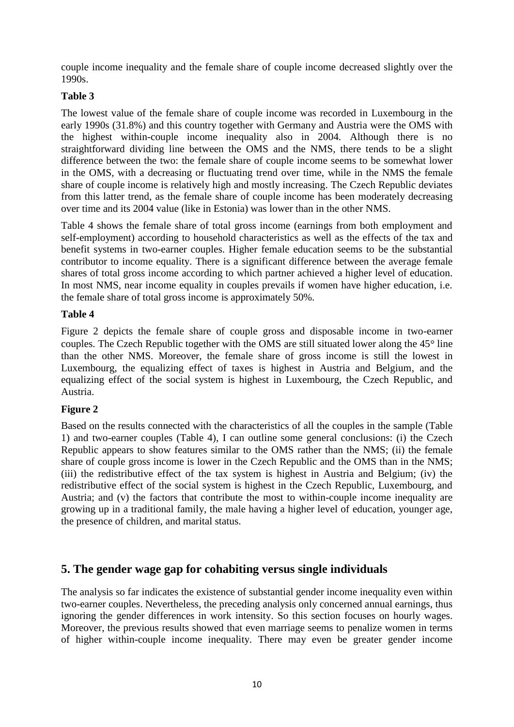couple income inequality and the female share of couple income decreased slightly over the 1990s.

**Table 3**

The lowest value of the female share of couple income was recorded in Luxembourg in the early 1990s (31.8%) and this country together with Germany and Austria were the OMS with the highest within-couple income inequality also in 2004. Although there is no straightforward dividing line between the OMS and the NMS, there tends to be a slight difference between the two: the female share of couple income seems to be somewhat lower in the OMS, with a decreasing or fluctuating trend over time, while in the NMS the female share of couple income is relatively high and mostly increasing. The Czech Republic deviates from this latter trend, as the female share of couple income has been moderately decreasing over time and its 2004 value (like in Estonia) was lower than in the other NMS.

Table 4 shows the female share of total gross income (earnings from both employment and self-employment) according to household characteristics as well as the effects of the tax and benefit systems in two-earner couples. Higher female education seems to be the substantial contributor to income equality. There is a significant difference between the average female shares of total gross income according to which partner achieved a higher level of education. In most NMS, near income equality in couples prevails if women have higher education, i.e. the female share of total gross income is approximately 50%.

**Table 4**

Figure 2 depicts the female share of couple gross and disposable income in two-earner couples. The Czech Republic together with the OMS are still situated lower along the 45° line than the other NMS. Moreover, the female share of gross income is still the lowest in Luxembourg, the equalizing effect of taxes is highest in Austria and Belgium, and the equalizing effect of the social system is highest in Luxembourg, the Czech Republic, and Austria.

**Figure 2**

Based on the results connected with the characteristics of all the couples in the sample (Table 1) and two-earner couples (Table 4), I can outline some general conclusions: (i) the Czech Republic appears to show features similar to the OMS rather than the NMS; (ii) the female share of couple gross income is lower in the Czech Republic and the OMS than in the NMS; (iii) the redistributive effect of the tax system is highest in Austria and Belgium; (iv) the redistributive effect of the social system is highest in the Czech Republic, Luxembourg, and Austria; and (v) the factors that contribute the most to within-couple income inequality are growing up in a traditional family, the male having a higher level of education, younger age, the presence of children, and marital status.

## 5. The gender wage gap for cohabiting versus single individuals

The analysis so far indicates the existence of substantial gender income inequality even within two-earner couples. Nevertheless, the preceding analysis only concerned annual earnings, thus ignoring the gender differences in work intensity. So this section focuses on hourly wages. Moreover, the previous results showed that even marriage seems to penalize women in terms of higher within-couple income inequality. There may even be greater gender income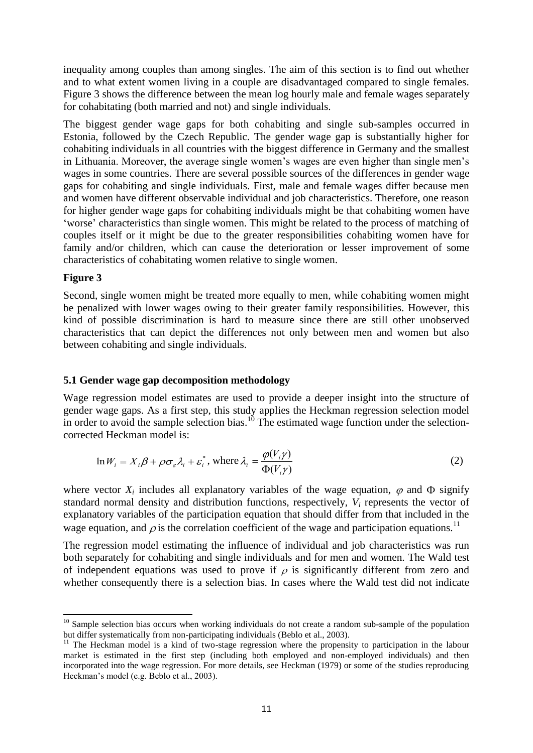inequality among couples than among singles. The aim of this section is to find out whether and to what extent women living in a couple are disadvantaged compared to single females. Figure 3 shows the difference between the mean log hourly male and female wages separately for cohabitating (both married and not) and single individuals.

The biggest gender wage gaps for both cohabiting and single sub-samples occurred in Estonia, followed by the Czech Republic. The gender wage gap is substantially higher for cohabiting individuals in all countries with the biggest difference in Germany and the smallest in Lithuania. Moreover, the average single women's wages are even higher than single men's wages in some countries. There are several possible sources of the differences in gender wage gaps for cohabiting and single individuals. First, male and female wages differ because men and women have different observable individual and job characteristics. Therefore, one reason for higher gender wage gaps for cohabiting individuals might be that cohabiting women have 'worse' characteristics than single women. This might be related to the process of matching of couples itself or it might be due to the greater responsibilities cohabiting women have for family and/or children, which can cause the deterioration or lesser improvement of some characteristics of cohabitating women relative to single women.

**Figure 3**

Second, single women might be treated more equally to men, while cohabiting women might be penalized with lower wages owing to their greater family responsibilities. However, this kind of possible discrimination is hard to measure since there are still other unobserved characteristics that can depict the differences not only between men and women but also between cohabiting and single individuals.

### 5.1 Gender wage gap decomposition methodology

Wage regression model estimates are used to provide a deeper insight into the structure of gender wage gaps. As a first step, this study applies the Heckman regression selection model in order to avoid the sample selection bias.[10] The estimated wage function under the selection-corrected Heckman model is:

$$\ln W_i = X_i\beta + \rho\sigma_\varepsilon\lambda_i + \varepsilon_i^*, \text{ where } \lambda_i = \frac{\varphi(V_i\gamma)}{\Phi(V_i\gamma)} \tag{2}$$

where vector $X_i$ includes all explanatory variables of the wage equation, $\varphi$ and $\Phi$ signify standard normal density and distribution functions, respectively, $V_i$ represents the vector of explanatory variables of the participation equation that should differ from that included in the wage equation, and $\rho$ is the correlation coefficient of the wage and participation equations.[11]

The regression model estimating the influence of individual and job characteristics was run both separately for cohabiting and single individuals and for men and women. The Wald test of independent equations was used to prove if $\rho$ is significantly different from zero and whether consequently there is a selection bias. In cases where the Wald test did not indicate

---

[10] Sample selection bias occurs when working individuals do not create a random sub-sample of the population but differ systematically from non-participating individuals (Beblo et al., 2003).

[11] The Heckman model is a kind of two-stage regression where the propensity to participation in the labour market is estimated in the first step (including both employed and non-employed individuals) and then incorporated into the wage regression. For more details, see Heckman (1979) or some of the studies reproducing Heckman's model (e.g. Beblo et al., 2003).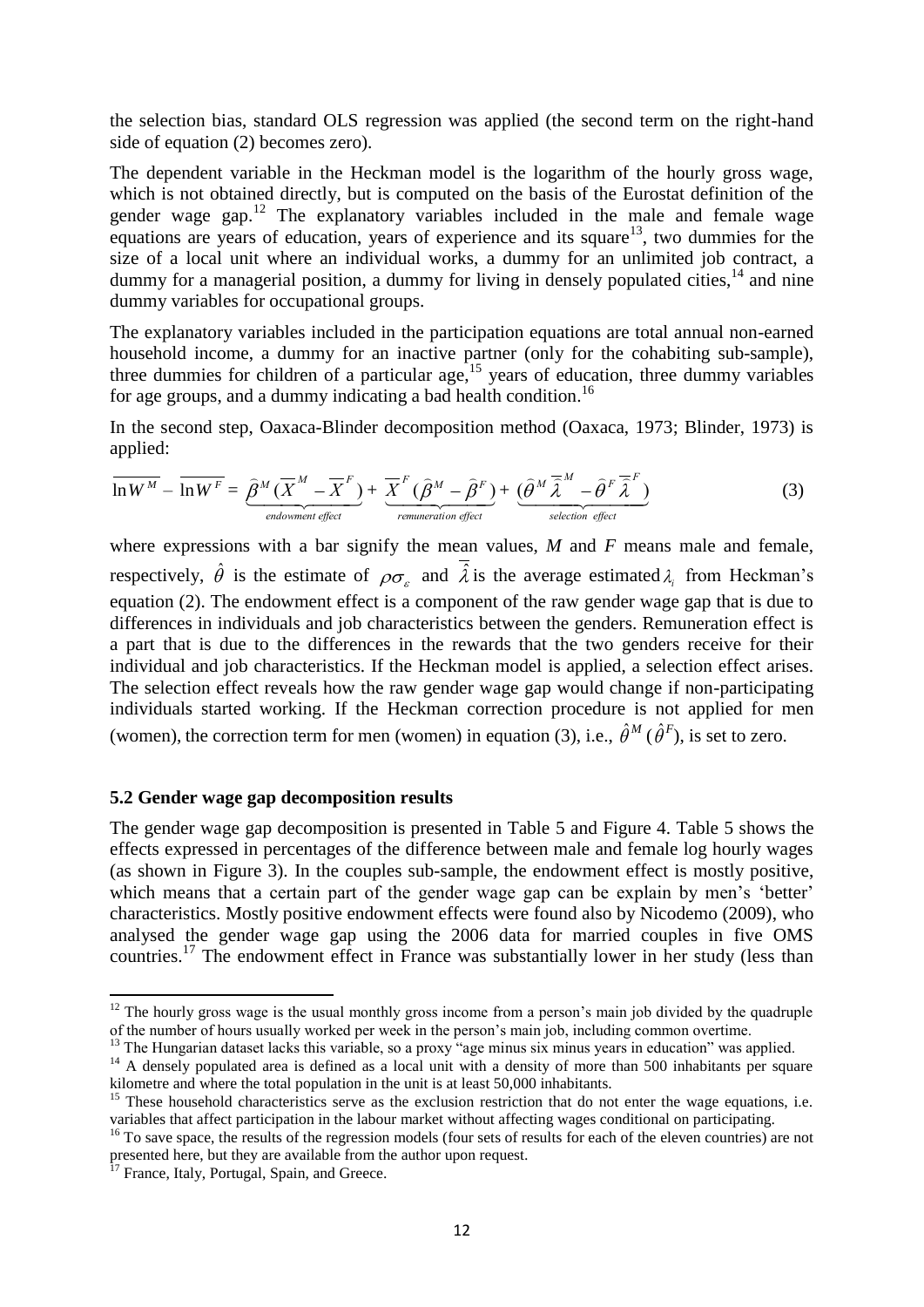the selection bias, standard OLS regression was applied (the second term on the right-hand side of equation (2) becomes zero).

The dependent variable in the Heckman model is the logarithm of the hourly gross wage, which is not obtained directly, but is computed on the basis of the Eurostat definition of the gender wage gap.[12] The explanatory variables included in the male and female wage equations are years of education, years of experience and its square[13], two dummies for the size of a local unit where an individual works, a dummy for an unlimited job contract, a dummy for a managerial position, a dummy for living in densely populated cities,[14] and nine dummy variables for occupational groups.

The explanatory variables included in the participation equations are total annual non-earned household income, a dummy for an inactive partner (only for the cohabiting sub-sample), three dummies for children of a particular age,[15] years of education, three dummy variables for age groups, and a dummy indicating a bad health condition.[16]

In the second step, Oaxaca-Blinder decomposition method (Oaxaca, 1973; Blinder, 1973) is applied:

$$\overline{\ln W^M} - \overline{\ln W^F} = \underbrace{\hat{\beta}^M (\overline{X}^M - \overline{X}^F)}_{endowment\ effect} + \underbrace{\overline{X}^F (\hat{\beta}^M - \hat{\beta}^F)}_{remuneration\ effect} + \underbrace{(\hat{\theta}^M \overline{\hat{\lambda}}^M - \hat{\theta}^F \overline{\hat{\lambda}}^F)}_{selection\ effect} \quad (3)$$

where expressions with a bar signify the mean values, *M* and *F* means male and female, respectively, $\hat{\theta}$ is the estimate of $\rho\sigma_\varepsilon$ and $\overline{\hat{\lambda}}$ is the average estimated $\lambda_i$ from Heckman's equation (2). The endowment effect is a component of the raw gender wage gap that is due to differences in individuals and job characteristics between the genders. Remuneration effect is a part that is due to the differences in the rewards that the two genders receive for their individual and job characteristics. If the Heckman model is applied, a selection effect arises. The selection effect reveals how the raw gender wage gap would change if non-participating individuals started working. If the Heckman correction procedure is not applied for men (women), the correction term for men (women) in equation (3), i.e., $\hat{\theta}^M$ ($\hat{\theta}^F$), is set to zero.

### 5.2 Gender wage gap decomposition results

The gender wage gap decomposition is presented in Table 5 and Figure 4. Table 5 shows the effects expressed in percentages of the difference between male and female log hourly wages (as shown in Figure 3). In the couples sub-sample, the endowment effect is mostly positive, which means that a certain part of the gender wage gap can be explain by men's 'better' characteristics. Mostly positive endowment effects were found also by Nicodemo (2009), who analysed the gender wage gap using the 2006 data for married couples in five OMS countries.[17] The endowment effect in France was substantially lower in her study (less than

---

[12] The hourly gross wage is the usual monthly gross income from a person's main job divided by the quadruple of the number of hours usually worked per week in the person's main job, including common overtime.

[13] The Hungarian dataset lacks this variable, so a proxy "age minus six minus years in education" was applied.

[14] A densely populated area is defined as a local unit with a density of more than 500 inhabitants per square kilometre and where the total population in the unit is at least 50,000 inhabitants.

[15] These household characteristics serve as the exclusion restriction that do not enter the wage equations, i.e. variables that affect participation in the labour market without affecting wages conditional on participating.

[16] To save space, the results of the regression models (four sets of results for each of the eleven countries) are not presented here, but they are available from the author upon request.

[17] France, Italy, Portugal, Spain, and Greece.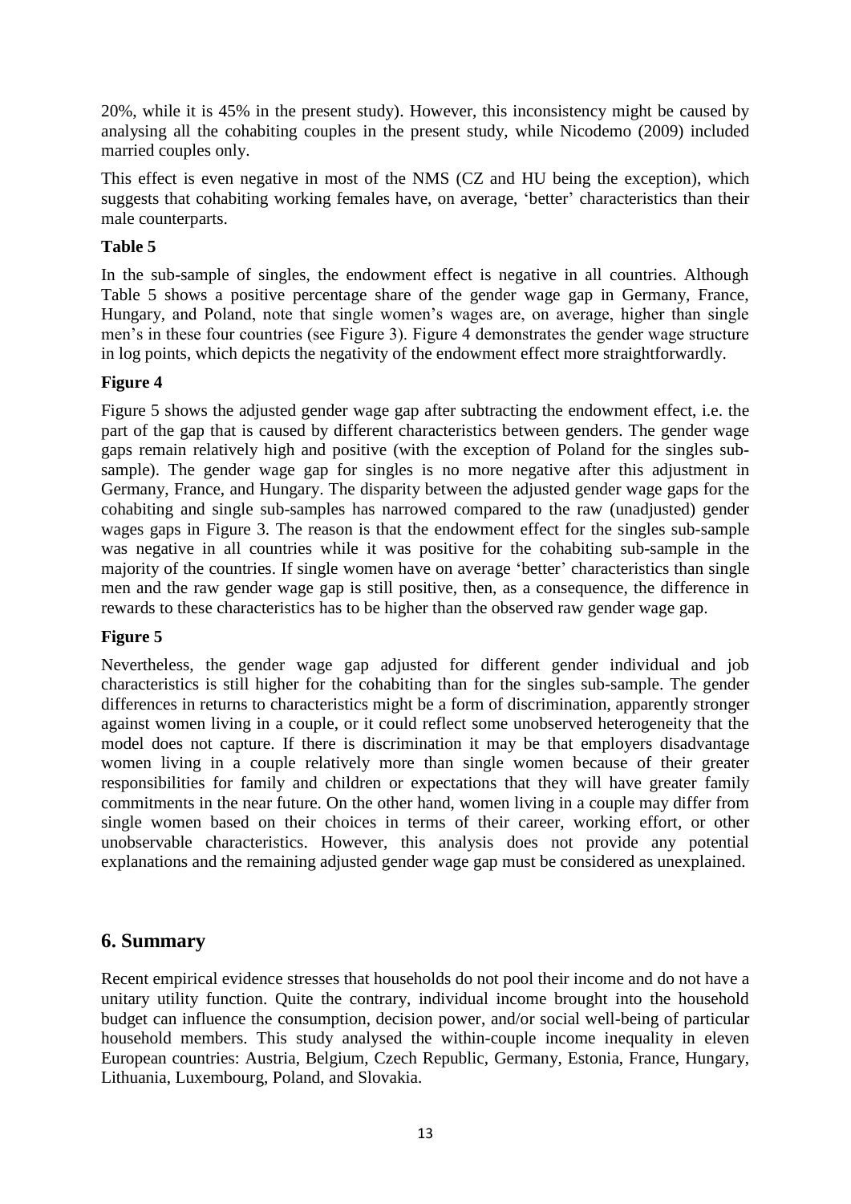20%, while it is 45% in the present study). However, this inconsistency might be caused by analysing all the cohabiting couples in the present study, while Nicodemo (2009) included married couples only.

This effect is even negative in most of the NMS (CZ and HU being the exception), which suggests that cohabiting working females have, on average, 'better' characteristics than their male counterparts.

**Table 5**

In the sub-sample of singles, the endowment effect is negative in all countries. Although Table 5 shows a positive percentage share of the gender wage gap in Germany, France, Hungary, and Poland, note that single women's wages are, on average, higher than single men's in these four countries (see Figure 3). Figure 4 demonstrates the gender wage structure in log points, which depicts the negativity of the endowment effect more straightforwardly.

**Figure 4**

Figure 5 shows the adjusted gender wage gap after subtracting the endowment effect, i.e. the part of the gap that is caused by different characteristics between genders. The gender wage gaps remain relatively high and positive (with the exception of Poland for the singles sub-sample). The gender wage gap for singles is no more negative after this adjustment in Germany, France, and Hungary. The disparity between the adjusted gender wage gaps for the cohabiting and single sub-samples has narrowed compared to the raw (unadjusted) gender wages gaps in Figure 3. The reason is that the endowment effect for the singles sub-sample was negative in all countries while it was positive for the cohabiting sub-sample in the majority of the countries. If single women have on average 'better' characteristics than single men and the raw gender wage gap is still positive, then, as a consequence, the difference in rewards to these characteristics has to be higher than the observed raw gender wage gap.

**Figure 5**

Nevertheless, the gender wage gap adjusted for different gender individual and job characteristics is still higher for the cohabiting than for the singles sub-sample. The gender differences in returns to characteristics might be a form of discrimination, apparently stronger against women living in a couple, or it could reflect some unobserved heterogeneity that the model does not capture. If there is discrimination it may be that employers disadvantage women living in a couple relatively more than single women because of their greater responsibilities for family and children or expectations that they will have greater family commitments in the near future. On the other hand, women living in a couple may differ from single women based on their choices in terms of their career, working effort, or other unobservable characteristics. However, this analysis does not provide any potential explanations and the remaining adjusted gender wage gap must be considered as unexplained.

## 6. Summary

Recent empirical evidence stresses that households do not pool their income and do not have a unitary utility function. Quite the contrary, individual income brought into the household budget can influence the consumption, decision power, and/or social well-being of particular household members. This study analysed the within-couple income inequality in eleven European countries: Austria, Belgium, Czech Republic, Germany, Estonia, France, Hungary, Lithuania, Luxembourg, Poland, and Slovakia.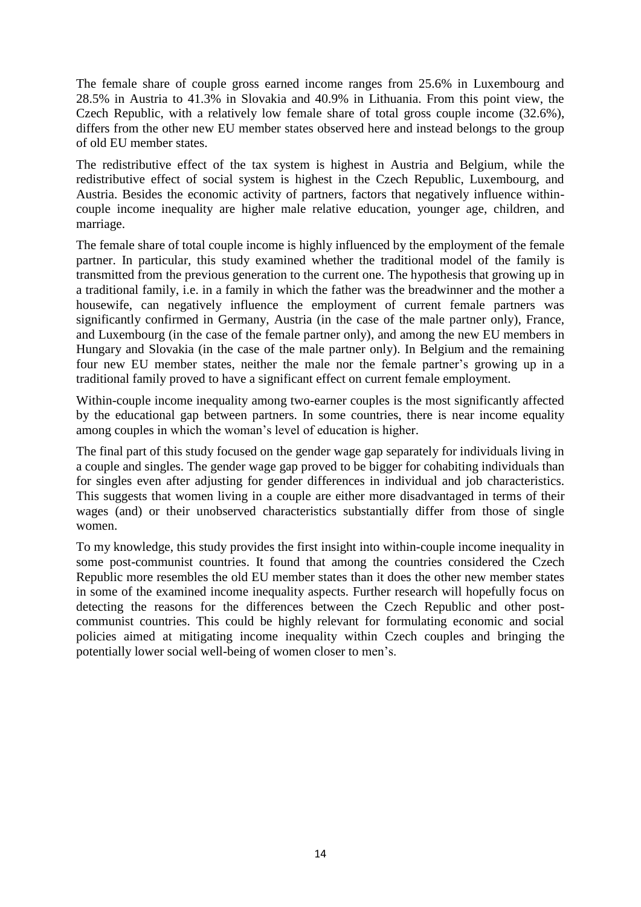The female share of couple gross earned income ranges from 25.6% in Luxembourg and 28.5% in Austria to 41.3% in Slovakia and 40.9% in Lithuania. From this point view, the Czech Republic, with a relatively low female share of total gross couple income (32.6%), differs from the other new EU member states observed here and instead belongs to the group of old EU member states.

The redistributive effect of the tax system is highest in Austria and Belgium, while the redistributive effect of social system is highest in the Czech Republic, Luxembourg, and Austria. Besides the economic activity of partners, factors that negatively influence within-couple income inequality are higher male relative education, younger age, children, and marriage.

The female share of total couple income is highly influenced by the employment of the female partner. In particular, this study examined whether the traditional model of the family is transmitted from the previous generation to the current one. The hypothesis that growing up in a traditional family, i.e. in a family in which the father was the breadwinner and the mother a housewife, can negatively influence the employment of current female partners was significantly confirmed in Germany, Austria (in the case of the male partner only), France, and Luxembourg (in the case of the female partner only), and among the new EU members in Hungary and Slovakia (in the case of the male partner only). In Belgium and the remaining four new EU member states, neither the male nor the female partner's growing up in a traditional family proved to have a significant effect on current female employment.

Within-couple income inequality among two-earner couples is the most significantly affected by the educational gap between partners. In some countries, there is near income equality among couples in which the woman's level of education is higher.

The final part of this study focused on the gender wage gap separately for individuals living in a couple and singles. The gender wage gap proved to be bigger for cohabiting individuals than for singles even after adjusting for gender differences in individual and job characteristics. This suggests that women living in a couple are either more disadvantaged in terms of their wages (and) or their unobserved characteristics substantially differ from those of single women.

To my knowledge, this study provides the first insight into within-couple income inequality in some post-communist countries. It found that among the countries considered the Czech Republic more resembles the old EU member states than it does the other new member states in some of the examined income inequality aspects. Further research will hopefully focus on detecting the reasons for the differences between the Czech Republic and other post-communist countries. This could be highly relevant for formulating economic and social policies aimed at mitigating income inequality within Czech couples and bringing the potentially lower social well-being of women closer to men's.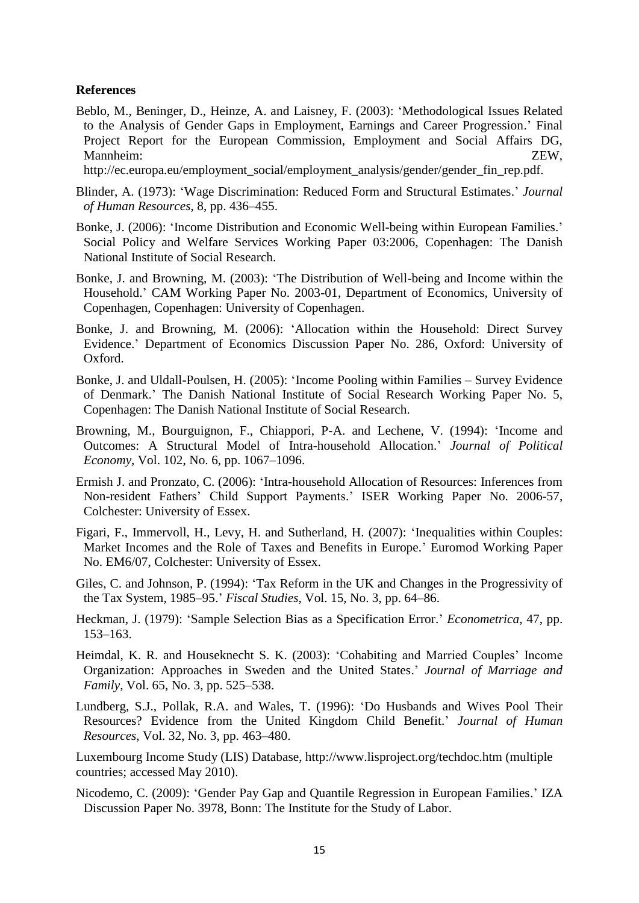**References**

Beblo, M., Beninger, D., Heinze, A. and Laisney, F. (2003): 'Methodological Issues Related to the Analysis of Gender Gaps in Employment, Earnings and Career Progression.' Final Project Report for the European Commission, Employment and Social Affairs DG, Mannheim: ZEW, http://ec.europa.eu/employment_social/employment_analysis/gender/gender_fin_rep.pdf.

Blinder, A. (1973): 'Wage Discrimination: Reduced Form and Structural Estimates.' *Journal of Human Resources*, 8, pp. 436–455.

Bonke, J. (2006): 'Income Distribution and Economic Well-being within European Families.' Social Policy and Welfare Services Working Paper 03:2006, Copenhagen: The Danish National Institute of Social Research.

Bonke, J. and Browning, M. (2003): 'The Distribution of Well-being and Income within the Household.' CAM Working Paper No. 2003-01, Department of Economics, University of Copenhagen, Copenhagen: University of Copenhagen.

Bonke, J. and Browning, M. (2006): 'Allocation within the Household: Direct Survey Evidence.' Department of Economics Discussion Paper No. 286, Oxford: University of Oxford.

Bonke, J. and Uldall-Poulsen, H. (2005): 'Income Pooling within Families – Survey Evidence of Denmark.' The Danish National Institute of Social Research Working Paper No. 5, Copenhagen: The Danish National Institute of Social Research.

Browning, M., Bourguignon, F., Chiappori, P-A. and Lechene, V. (1994): 'Income and Outcomes: A Structural Model of Intra-household Allocation.' *Journal of Political Economy*, Vol. 102, No. 6, pp. 1067–1096.

Ermish J. and Pronzato, C. (2006): 'Intra-household Allocation of Resources: Inferences from Non-resident Fathers' Child Support Payments.' ISER Working Paper No. 2006-57, Colchester: University of Essex.

Figari, F., Immervoll, H., Levy, H. and Sutherland, H. (2007): 'Inequalities within Couples: Market Incomes and the Role of Taxes and Benefits in Europe.' Euromod Working Paper No. EM6/07, Colchester: University of Essex.

Giles, C. and Johnson, P. (1994): 'Tax Reform in the UK and Changes in the Progressivity of the Tax System, 1985–95.' *Fiscal Studies*, Vol. 15, No. 3, pp. 64–86.

Heckman, J. (1979): 'Sample Selection Bias as a Specification Error.' *Econometrica*, 47, pp. 153–163.

Heimdal, K. R. and Houseknecht S. K. (2003): 'Cohabiting and Married Couples' Income Organization: Approaches in Sweden and the United States.' *Journal of Marriage and Family*, Vol. 65, No. 3, pp. 525–538.

Lundberg, S.J., Pollak, R.A. and Wales, T. (1996): 'Do Husbands and Wives Pool Their Resources? Evidence from the United Kingdom Child Benefit.' *Journal of Human Resources*, Vol. 32, No. 3, pp. 463–480.

Luxembourg Income Study (LIS) Database, http://www.lisproject.org/techdoc.htm (multiple countries; accessed May 2010).

Nicodemo, C. (2009): 'Gender Pay Gap and Quantile Regression in European Families.' IZA Discussion Paper No. 3978, Bonn: The Institute for the Study of Labor.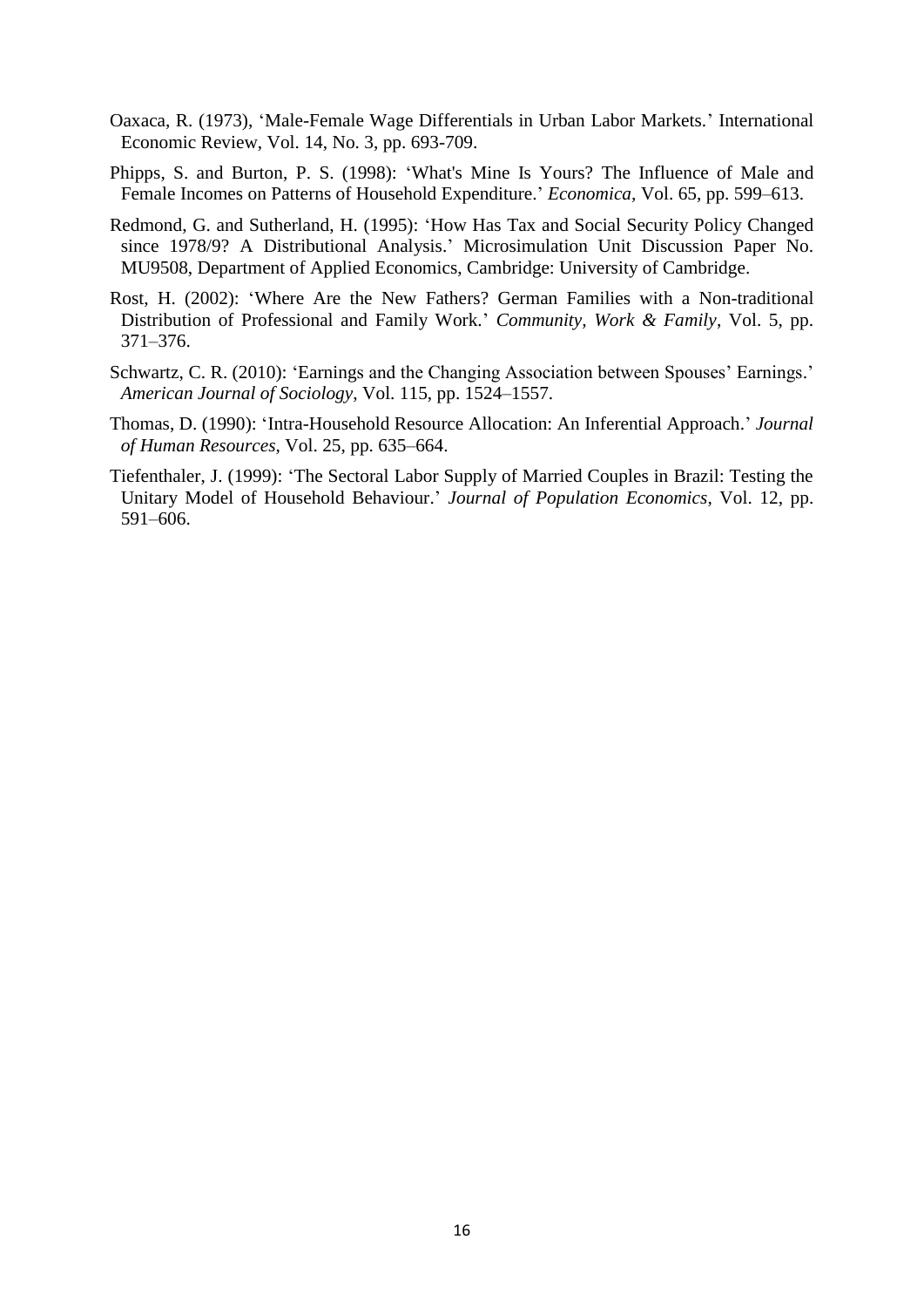Oaxaca, R. (1973), 'Male-Female Wage Differentials in Urban Labor Markets.' International Economic Review, Vol. 14, No. 3, pp. 693-709.

Phipps, S. and Burton, P. S. (1998): 'What's Mine Is Yours? The Influence of Male and Female Incomes on Patterns of Household Expenditure.' *Economica*, Vol. 65, pp. 599–613.

Redmond, G. and Sutherland, H. (1995): 'How Has Tax and Social Security Policy Changed since 1978/9? A Distributional Analysis.' Microsimulation Unit Discussion Paper No. MU9508, Department of Applied Economics, Cambridge: University of Cambridge.

Rost, H. (2002): 'Where Are the New Fathers? German Families with a Non-traditional Distribution of Professional and Family Work.' *Community, Work & Family*, Vol. 5, pp. 371–376.

Schwartz, C. R. (2010): 'Earnings and the Changing Association between Spouses' Earnings.' *American Journal of Sociology*, Vol. 115, pp. 1524–1557.

Thomas, D. (1990): 'Intra-Household Resource Allocation: An Inferential Approach.' *Journal of Human Resources*, Vol. 25, pp. 635–664.

Tiefenthaler, J. (1999): 'The Sectoral Labor Supply of Married Couples in Brazil: Testing the Unitary Model of Household Behaviour.' *Journal of Population Economics*, Vol. 12, pp. 591–606.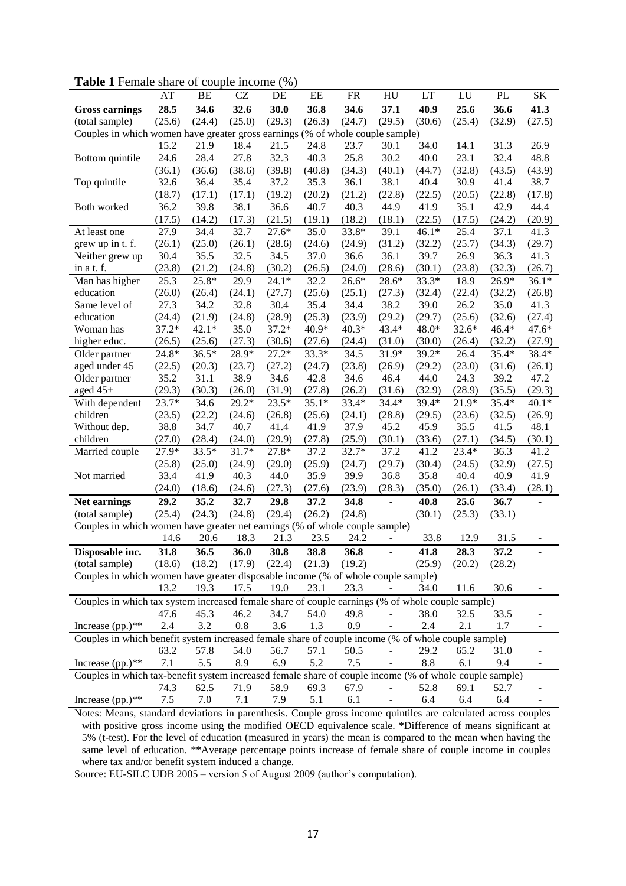**Table 1** Female share of couple income (%)

| | AT | BE | CZ | DE | EE | FR | HU | LT | LU | PL | SK |
|---|---|---|---|---|---|---|---|---|---|---|---|
| **Gross earnings** | **28.5** | **34.6** | **32.6** | **30.0** | **36.8** | **34.6** | **37.1** | **40.9** | **25.6** | **36.6** | **41.3** |
| (total sample) | (25.6) | (24.4) | (25.0) | (29.3) | (26.3) | (24.7) | (29.5) | (30.6) | (25.4) | (32.9) | (27.5) |
| Couples in which women have greater gross earnings (% of whole couple sample) | | | | | | | | | | | |
| | 15.2 | 21.9 | 18.4 | 21.5 | 24.8 | 23.7 | 30.1 | 34.0 | 14.1 | 31.3 | 26.9 |
| Bottom quintile | 24.6 | 28.4 | 27.8 | 32.3 | 40.3 | 25.8 | 30.2 | 40.0 | 23.1 | 32.4 | 48.8 |
| | (36.1) | (36.6) | (38.6) | (39.8) | (40.8) | (34.3) | (40.1) | (44.7) | (32.8) | (43.5) | (43.9) |
| Top quintile | 32.6 | 36.4 | 35.4 | 37.2 | 35.3 | 36.1 | 38.1 | 40.4 | 30.9 | 41.4 | 38.7 |
| | (18.7) | (17.1) | (17.1) | (19.2) | (20.2) | (21.2) | (22.8) | (22.5) | (20.5) | (22.8) | (17.8) |
| Both worked | 36.2 | 39.8 | 38.1 | 36.6 | 40.7 | 40.3 | 44.9 | 41.9 | 35.1 | 42.9 | 44.4 |
| | (17.5) | (14.2) | (17.3) | (21.5) | (19.1) | (18.2) | (18.1) | (22.5) | (17.5) | (24.2) | (20.9) |
| At least one | 27.9 | 34.4 | 32.7 | 27.6* | 35.0 | 33.8* | 39.1 | 46.1* | 25.4 | 37.1 | 41.3 |
| grew up in t. f. | (26.1) | (25.0) | (26.1) | (28.6) | (24.6) | (24.9) | (31.2) | (32.2) | (25.7) | (34.3) | (29.7) |
| Neither grew up | 30.4 | 35.5 | 32.5 | 34.5 | 37.0 | 36.6 | 36.1 | 39.7 | 26.9 | 36.3 | 41.3 |
| in a t. f. | (23.8) | (21.2) | (24.8) | (30.2) | (26.5) | (24.0) | (28.6) | (30.1) | (23.8) | (32.3) | (26.7) |
| Man has higher | 25.3 | 25.8* | 29.9 | 24.1* | 32.2 | 26.6* | 28.6* | 33.3* | 18.9 | 26.9* | 36.1* |
| education | (26.0) | (26.4) | (24.1) | (27.7) | (25.6) | (25.1) | (27.3) | (32.4) | (22.4) | (32.2) | (26.8) |
| Same level of | 27.3 | 34.2 | 32.8 | 30.4 | 35.4 | 34.4 | 38.2 | 39.0 | 26.2 | 35.0 | 41.3 |
| education | (24.4) | (21.9) | (24.8) | (28.9) | (25.3) | (23.9) | (29.2) | (29.7) | (25.6) | (32.6) | (27.4) |
| Woman has | 37.2* | 42.1* | 35.0 | 37.2* | 40.9* | 40.3* | 43.4* | 48.0* | 32.6* | 46.4* | 47.6* |
| higher educ. | (26.5) | (25.6) | (27.3) | (30.6) | (27.6) | (24.4) | (31.0) | (30.0) | (26.4) | (32.2) | (27.9) |
| Older partner | 24.8* | 36.5* | 28.9* | 27.2* | 33.3* | 34.5 | 31.9* | 39.2* | 26.4 | 35.4* | 38.4* |
| aged under 45 | (22.5) | (20.3) | (23.7) | (27.2) | (24.7) | (23.8) | (26.9) | (29.2) | (23.0) | (31.6) | (26.1) |
| Older partner | 35.2 | 31.1 | 38.9 | 34.6 | 42.8 | 34.6 | 46.4 | 44.0 | 24.3 | 39.2 | 47.2 |
| aged 45+ | (29.3) | (30.3) | (26.0) | (31.9) | (27.8) | (26.2) | (31.6) | (32.9) | (28.9) | (35.5) | (29.3) |
| With dependent | 23.7* | 34.6 | 29.2* | 23.5* | 35.1* | 33.4* | 34.4* | 39.4* | 21.9* | 35.4* | 40.1* |
| children | (23.5) | (22.2) | (24.6) | (26.8) | (25.6) | (24.1) | (28.8) | (29.5) | (23.6) | (32.5) | (26.9) |
| Without dep. | 38.8 | 34.7 | 40.7 | 41.4 | 41.9 | 37.9 | 45.2 | 45.9 | 35.5 | 41.5 | 48.1 |
| children | (27.0) | (28.4) | (24.0) | (29.9) | (27.8) | (25.9) | (30.1) | (33.6) | (27.1) | (34.5) | (30.1) |
| Married couple | 27.9* | 33.5* | 31.7* | 27.8* | 37.2 | 32.7* | 37.2 | 41.2 | 23.4* | 36.3 | 41.2 |
| | (25.8) | (25.0) | (24.9) | (29.0) | (25.9) | (24.7) | (29.7) | (30.4) | (24.5) | (32.9) | (27.5) |
| Not married | 33.4 | 41.9 | 40.3 | 44.0 | 35.9 | 39.9 | 36.8 | 35.8 | 40.4 | 40.9 | 41.9 |
| | (24.0) | (18.6) | (24.6) | (27.3) | (27.6) | (23.9) | (28.3) | (35.0) | (26.1) | (33.4) | (28.1) |
| **Net earnings** | **29.2** | **35.2** | **32.7** | **29.8** | **37.2** | **34.8** | **-** | **40.8** | **25.6** | **36.7** | **-** |
| (total sample) | (25.4) | (24.3) | (24.8) | (29.4) | (26.2) | (24.8) | | (30.1) | (25.3) | (33.1) | |
| Couples in which women have greater net earnings (% of whole couple sample) | | | | | | | | | | | |
| | 14.6 | 20.6 | 18.3 | 21.3 | 23.5 | 24.2 | - | 33.8 | 12.9 | 31.5 | - |
| **Disposable inc.** | **31.8** | **36.5** | **36.0** | **30.8** | **38.8** | **36.8** | **-** | **41.8** | **28.3** | **37.2** | **-** |
| (total sample) | (18.6) | (18.2) | (17.9) | (22.4) | (21.3) | (19.2) | | (25.9) | (20.2) | (28.2) | |
| Couples in which women have greater disposable income (% of whole couple sample) | | | | | | | | | | | |
| | 13.2 | 19.3 | 17.5 | 19.0 | 23.1 | 23.3 | - | 34.0 | 11.6 | 30.6 | - |
| Couples in which tax system increased female share of couple earnings (% of whole couple sample) | | | | | | | | | | | |
| | 47.6 | 45.3 | 46.2 | 34.7 | 54.0 | 49.8 | - | 38.0 | 32.5 | 33.5 | - |
| Increase (pp.)** | 2.4 | 3.2 | 0.8 | 3.6 | 1.3 | 0.9 | - | 2.4 | 2.1 | 1.7 | - |
| Couples in which benefit system increased female share of couple income (% of whole couple sample) | | | | | | | | | | | |
| | 63.2 | 57.8 | 54.0 | 56.7 | 57.1 | 50.5 | - | 29.2 | 65.2 | 31.0 | - |
| Increase (pp.)** | 7.1 | 5.5 | 8.9 | 6.9 | 5.2 | 7.5 | - | 8.8 | 6.1 | 9.4 | - |
| Couples in which tax-benefit system increased female share of couple income (% of whole couple sample) | | | | | | | | | | | |
| | 74.3 | 62.5 | 71.9 | 58.9 | 69.3 | 67.9 | - | 52.8 | 69.1 | 52.7 | - |
| Increase (pp.)** | 7.5 | 7.0 | 7.1 | 7.9 | 5.1 | 6.1 | - | 6.4 | 6.4 | 6.4 | - |

Notes: Means, standard deviations in parenthesis. Couple gross income quintiles are calculated across couples with positive gross income using the modified OECD equivalence scale. *Difference of means significant at 5% (t-test). For the level of education (measured in years) the mean is compared to the mean when having the same level of education. **Average percentage points increase of female share of couple income in couples where tax and/or benefit system induced a change.

Source: EU-SILC UDB 2005 – version 5 of August 2009 (author's computation).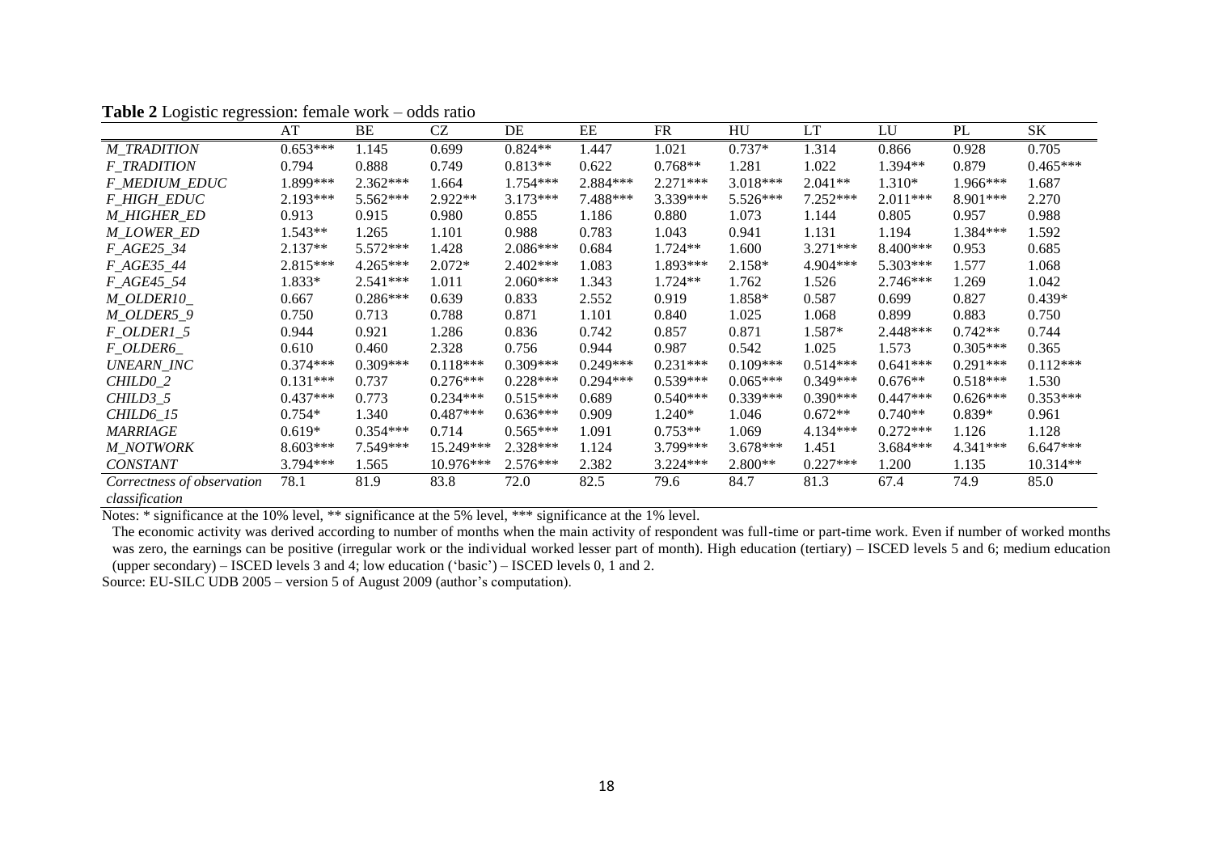**Table 2** Logistic regression: female work – odds ratio

| | AT | BE | CZ | DE | EE | FR | HU | LT | LU | PL | SK |
|---|---|---|---|---|---|---|---|---|---|---|---|
| *M_TRADITION* | 0.653*** | 1.145 | 0.699 | 0.824** | 1.447 | 1.021 | 0.737* | 1.314 | 0.866 | 0.928 | 0.705 |
| *F_TRADITION* | 0.794 | 0.888 | 0.749 | 0.813** | 0.622 | 0.768** | 1.281 | 1.022 | 1.394** | 0.879 | 0.465*** |
| *F_MEDIUM_EDUC* | 1.899*** | 2.362*** | 1.664 | 1.754*** | 2.884*** | 2.271*** | 3.018*** | 2.041** | 1.310* | 1.966*** | 1.687 |
| *F_HIGH_EDUC* | 2.193*** | 5.562*** | 2.922** | 3.173*** | 7.488*** | 3.339*** | 5.526*** | 7.252*** | 2.011*** | 8.901*** | 2.270 |
| *M_HIGHER_ED* | 0.913 | 0.915 | 0.980 | 0.855 | 1.186 | 0.880 | 1.073 | 1.144 | 0.805 | 0.957 | 0.988 |
| *M_LOWER_ED* | 1.543** | 1.265 | 1.101 | 0.988 | 0.783 | 1.043 | 0.941 | 1.131 | 1.194 | 1.384*** | 1.592 |
| *F_AGE25_34* | 2.137** | 5.572*** | 1.428 | 2.086*** | 0.684 | 1.724** | 1.600 | 3.271*** | 8.400*** | 0.953 | 0.685 |
| *F_AGE35_44* | 2.815*** | 4.265*** | 2.072* | 2.402*** | 1.083 | 1.893*** | 2.158* | 4.904*** | 5.303*** | 1.577 | 1.068 |
| *F_AGE45_54* | 1.833* | 2.541*** | 1.011 | 2.060*** | 1.343 | 1.724** | 1.762 | 1.526 | 2.746*** | 1.269 | 1.042 |
| *M_OLDER10_* | 0.667 | 0.286*** | 0.639 | 0.833 | 2.552 | 0.919 | 1.858* | 0.587 | 0.699 | 0.827 | 0.439* |
| *M_OLDER5_9* | 0.750 | 0.713 | 0.788 | 0.871 | 1.101 | 0.840 | 1.025 | 1.068 | 0.899 | 0.883 | 0.750 |
| *F_OLDER1_5* | 0.944 | 0.921 | 1.286 | 0.836 | 0.742 | 0.857 | 0.871 | 1.587* | 2.448*** | 0.742** | 0.744 |
| *F_OLDER6_* | 0.610 | 0.460 | 2.328 | 0.756 | 0.944 | 0.987 | 0.542 | 1.025 | 1.573 | 0.305*** | 0.365 |
| *UNEARN_INC* | 0.374*** | 0.309*** | 0.118*** | 0.309*** | 0.249*** | 0.231*** | 0.109*** | 0.514*** | 0.641*** | 0.291*** | 0.112*** |
| *CHILD0_2* | 0.131*** | 0.737 | 0.276*** | 0.228*** | 0.294*** | 0.539*** | 0.065*** | 0.349*** | 0.676** | 0.518*** | 1.530 |
| *CHILD3_5* | 0.437*** | 0.773 | 0.234*** | 0.515*** | 0.689 | 0.540*** | 0.339*** | 0.390*** | 0.447*** | 0.626*** | 0.353*** |
| *CHILD6_15* | 0.754* | 1.340 | 0.487*** | 0.636*** | 0.909 | 1.240* | 1.046 | 0.672** | 0.740** | 0.839* | 0.961 |
| *MARRIAGE* | 0.619* | 0.354*** | 0.714 | 0.565*** | 1.091 | 0.753** | 1.069 | 4.134*** | 0.272*** | 1.126 | 1.128 |
| *M_NOTWORK* | 8.603*** | 7.549*** | 15.249*** | 2.328*** | 1.124 | 3.799*** | 3.678*** | 1.451 | 3.684*** | 4.341*** | 6.647*** |
| *CONSTANT* | 3.794*** | 1.565 | 10.976*** | 2.576*** | 2.382 | 3.224*** | 2.800** | 0.227*** | 1.200 | 1.135 | 10.314** |
| *Correctness of observation classification* | 78.1 | 81.9 | 83.8 | 72.0 | 82.5 | 79.6 | 84.7 | 81.3 | 67.4 | 74.9 | 85.0 |

Notes: * significance at the 10% level, ** significance at the 5% level, *** significance at the 1% level.

The economic activity was derived according to number of months when the main activity of respondent was full-time or part-time work. Even if number of worked months was zero, the earnings can be positive (irregular work or the individual worked lesser part of month). High education (tertiary) – ISCED levels 5 and 6; medium education (upper secondary) – ISCED levels 3 and 4; low education ('basic') – ISCED levels 0, 1 and 2.

Source: EU-SILC UDB 2005 – version 5 of August 2009 (author's computation).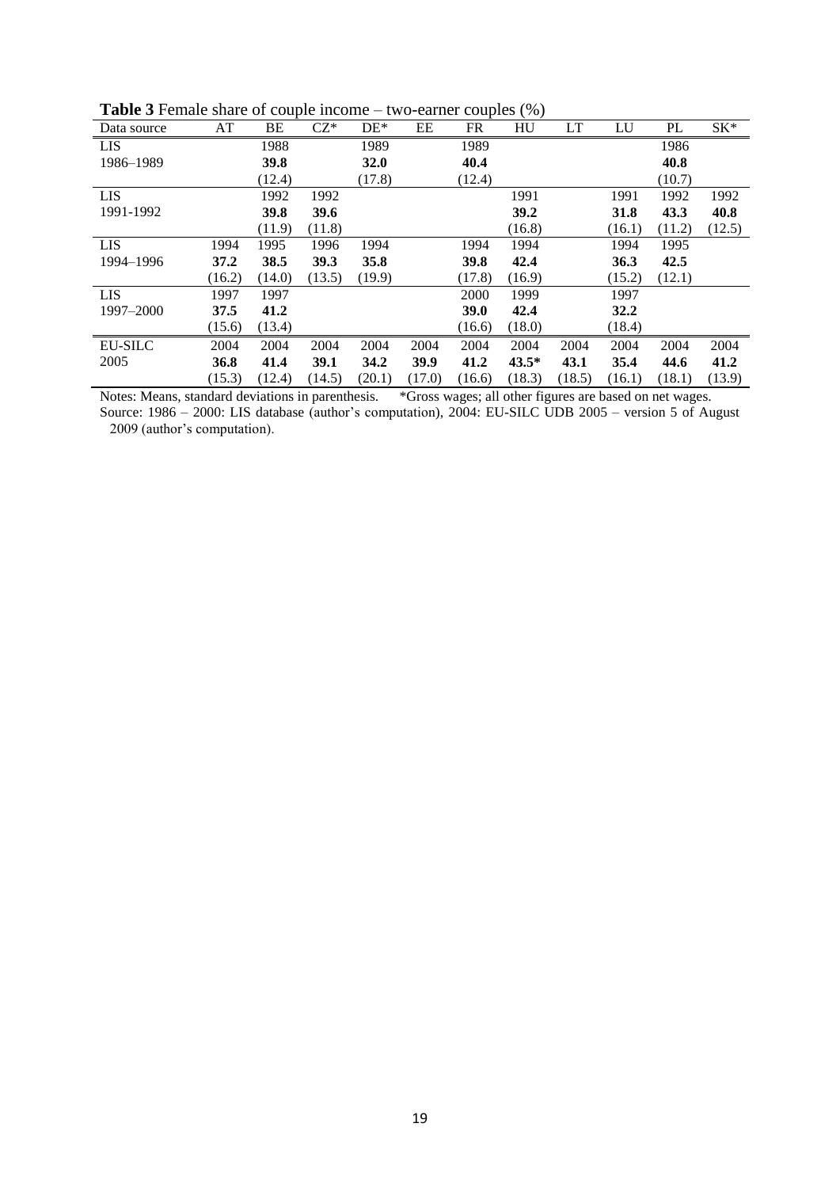**Table 3** Female share of couple income – two-earner couples (%)

| Data source | AT | BE | CZ* | DE* | EE | FR | HU | LT | LU | PL | SK* |
|---|---|---|---|---|---|---|---|---|---|---|---|
| LIS | | 1988 | | 1989 | | 1989 | | | | 1986 | |
| 1986–1989 | | **39.8** | | **32.0** | | **40.4** | | | | **40.8** | |
| | | (12.4) | | (17.8) | | (12.4) | | | | (10.7) | |
| LIS | | 1992 | 1992 | | | | 1991 | | 1991 | 1992 | 1992 |
| 1991-1992 | | **39.8** | **39.6** | | | | **39.2** | | **31.8** | **43.3** | **40.8** |
| | | (11.9) | (11.8) | | | | (16.8) | | (16.1) | (11.2) | (12.5) |
| LIS | 1994 | 1995 | 1996 | 1994 | | 1994 | 1994 | | 1994 | 1995 | |
| 1994–1996 | **37.2** | **38.5** | **39.3** | **35.8** | | **39.8** | **42.4** | | **36.3** | **42.5** | |
| | (16.2) | (14.0) | (13.5) | (19.9) | | (17.8) | (16.9) | | (15.2) | (12.1) | |
| LIS | 1997 | 1997 | | | | 2000 | 1999 | | 1997 | | |
| 1997–2000 | **37.5** | **41.2** | | | | **39.0** | **42.4** | | **32.2** | | |
| | (15.6) | (13.4) | | | | (16.6) | (18.0) | | (18.4) | | |
| EU-SILC | 2004 | 2004 | 2004 | 2004 | 2004 | 2004 | 2004 | 2004 | 2004 | 2004 | 2004 |
| 2005 | **36.8** | **41.4** | **39.1** | **34.2** | **39.9** | **41.2** | **43.5*** | **43.1** | **35.4** | **44.6** | **41.2** |
| | (15.3) | (12.4) | (14.5) | (20.1) | (17.0) | (16.6) | (18.3) | (18.5) | (16.1) | (18.1) | (13.9) |

Notes: Means, standard deviations in parenthesis. *Gross wages; all other figures are based on net wages.
Source: 1986 – 2000: LIS database (author's computation), 2004: EU-SILC UDB 2005 – version 5 of August 2009 (author's computation).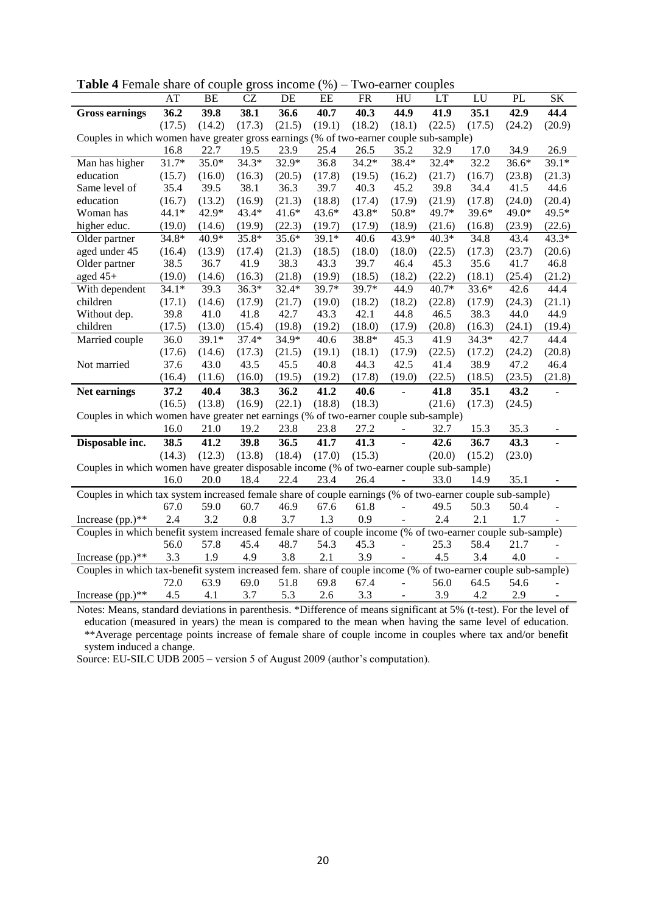**Table 4** Female share of couple gross income (%) – Two-earner couples

| | AT | BE | CZ | DE | EE | FR | HU | LT | LU | PL | SK |
|---|---|---|---|---|---|---|---|---|---|---|---|
| **Gross earnings** | **36.2** | **39.8** | **38.1** | **36.6** | **40.7** | **40.3** | **44.9** | **41.9** | **35.1** | **42.9** | **44.4** |
| | (17.5) | (14.2) | (17.3) | (21.5) | (19.1) | (18.2) | (18.1) | (22.5) | (17.5) | (24.2) | (20.9) |
| Couples in which women have greater gross earnings (% of two-earner couple sub-sample) | | | | | | | | | | | |
| | 16.8 | 22.7 | 19.5 | 23.9 | 25.4 | 26.5 | 35.2 | 32.9 | 17.0 | 34.9 | 26.9 |
| Man has higher education | 31.7* | 35.0* | 34.3* | 32.9* | 36.8 | 34.2* | 38.4* | 32.4* | 32.2 | 36.6* | 39.1* |
| | (15.7) | (16.0) | (16.3) | (20.5) | (17.8) | (19.5) | (16.2) | (21.7) | (16.7) | (23.8) | (21.3) |
| Same level of education | 35.4 | 39.5 | 38.1 | 36.3 | 39.7 | 40.3 | 45.2 | 39.8 | 34.4 | 41.5 | 44.6 |
| | (16.7) | (13.2) | (16.9) | (21.3) | (18.8) | (17.4) | (17.9) | (21.9) | (17.8) | (24.0) | (20.4) |
| Woman has higher educ. | 44.1* | 42.9* | 43.4* | 41.6* | 43.6* | 43.8* | 50.8* | 49.7* | 39.6* | 49.0* | 49.5* |
| | (19.0) | (14.6) | (19.9) | (22.3) | (19.7) | (17.9) | (18.9) | (21.6) | (16.8) | (23.9) | (22.6) |
| Older partner aged under 45 | 34.8* | 40.9* | 35.8* | 35.6* | 39.1* | 40.6 | 43.9* | 40.3* | 34.8 | 43.4 | 43.3* |
| | (16.4) | (13.9) | (17.4) | (21.3) | (18.5) | (18.0) | (18.0) | (22.5) | (17.3) | (23.7) | (20.6) |
| Older partner aged 45+ | 38.5 | 36.7 | 41.9 | 38.3 | 43.3 | 39.7 | 46.4 | 45.3 | 35.6 | 41.7 | 46.8 |
| | (19.0) | (14.6) | (16.3) | (21.8) | (19.9) | (18.5) | (18.2) | (22.2) | (18.1) | (25.4) | (21.2) |
| With dependent children | 34.1* | 39.3 | 36.3* | 32.4* | 39.7* | 39.7* | 44.9 | 40.7* | 33.6* | 42.6 | 44.4 |
| | (17.1) | (14.6) | (17.9) | (21.7) | (19.0) | (18.2) | (18.2) | (22.8) | (17.9) | (24.3) | (21.1) |
| Without dep. children | 39.8 | 41.0 | 41.8 | 42.7 | 43.3 | 42.1 | 44.8 | 46.5 | 38.3 | 44.0 | 44.9 |
| | (17.5) | (13.0) | (15.4) | (19.8) | (19.2) | (18.0) | (17.9) | (20.8) | (16.3) | (24.1) | (19.4) |
| Married couple | 36.0 | 39.1* | 37.4* | 34.9* | 40.6 | 38.8* | 45.3 | 41.9 | 34.3* | 42.7 | 44.4 |
| | (17.6) | (14.6) | (17.3) | (21.5) | (19.1) | (18.1) | (17.9) | (22.5) | (17.2) | (24.2) | (20.8) |
| Not married | 37.6 | 43.0 | 43.5 | 45.5 | 40.8 | 44.3 | 42.5 | 41.4 | 38.9 | 47.2 | 46.4 |
| | (16.4) | (11.6) | (16.0) | (19.5) | (19.2) | (17.8) | (19.0) | (22.5) | (18.5) | (23.5) | (21.8) |
| **Net earnings** | **37.2** | **40.4** | **38.3** | **36.2** | **41.2** | **40.6** | - | **41.8** | **35.1** | **43.2** | - |
| | (16.5) | (13.8) | (16.9) | (22.1) | (18.8) | (18.3) | | (21.6) | (17.3) | (24.5) | |
| Couples in which women have greater net earnings (% of two-earner couple sub-sample) | | | | | | | | | | | |
| | 16.0 | 21.0 | 19.2 | 23.8 | 23.8 | 27.2 | - | 32.7 | 15.3 | 35.3 | - |
| **Disposable inc.** | **38.5** | **41.2** | **39.8** | **36.5** | **41.7** | **41.3** | - | **42.6** | **36.7** | **43.3** | - |
| | (14.3) | (12.3) | (13.8) | (18.4) | (17.0) | (15.3) | | (20.0) | (15.2) | (23.0) | |
| Couples in which women have greater disposable income (% of two-earner couple sub-sample) | | | | | | | | | | | |
| | 16.0 | 20.0 | 18.4 | 22.4 | 23.4 | 26.4 | - | 33.0 | 14.9 | 35.1 | - |
| Couples in which tax system increased female share of couple earnings (% of two-earner couple sub-sample) | | | | | | | | | | | |
| | 67.0 | 59.0 | 60.7 | 46.9 | 67.6 | 61.8 | - | 49.5 | 50.3 | 50.4 | - |
| Increase (pp.)** | 2.4 | 3.2 | 0.8 | 3.7 | 1.3 | 0.9 | - | 2.4 | 2.1 | 1.7 | - |
| Couples in which benefit system increased female share of couple income (% of two-earner couple sub-sample) | | | | | | | | | | | |
| | 56.0 | 57.8 | 45.4 | 48.7 | 54.3 | 45.3 | - | 25.3 | 58.4 | 21.7 | - |
| Increase (pp.)** | 3.3 | 1.9 | 4.9 | 3.8 | 2.1 | 3.9 | - | 4.5 | 3.4 | 4.0 | - |
| Couples in which tax-benefit system increased fem. share of couple income (% of two-earner couple sub-sample) | | | | | | | | | | | |
| | 72.0 | 63.9 | 69.0 | 51.8 | 69.8 | 67.4 | - | 56.0 | 64.5 | 54.6 | - |
| Increase (pp.)** | 4.5 | 4.1 | 3.7 | 5.3 | 2.6 | 3.3 | - | 3.9 | 4.2 | 2.9 | - |

Notes: Means, standard deviations in parenthesis. *Difference of means significant at 5% (t-test). For the level of education (measured in years) the mean is compared to the mean when having the same level of education. **Average percentage points increase of female share of couple income in couples where tax and/or benefit system induced a change.

Source: EU-SILC UDB 2005 – version 5 of August 2009 (author's computation).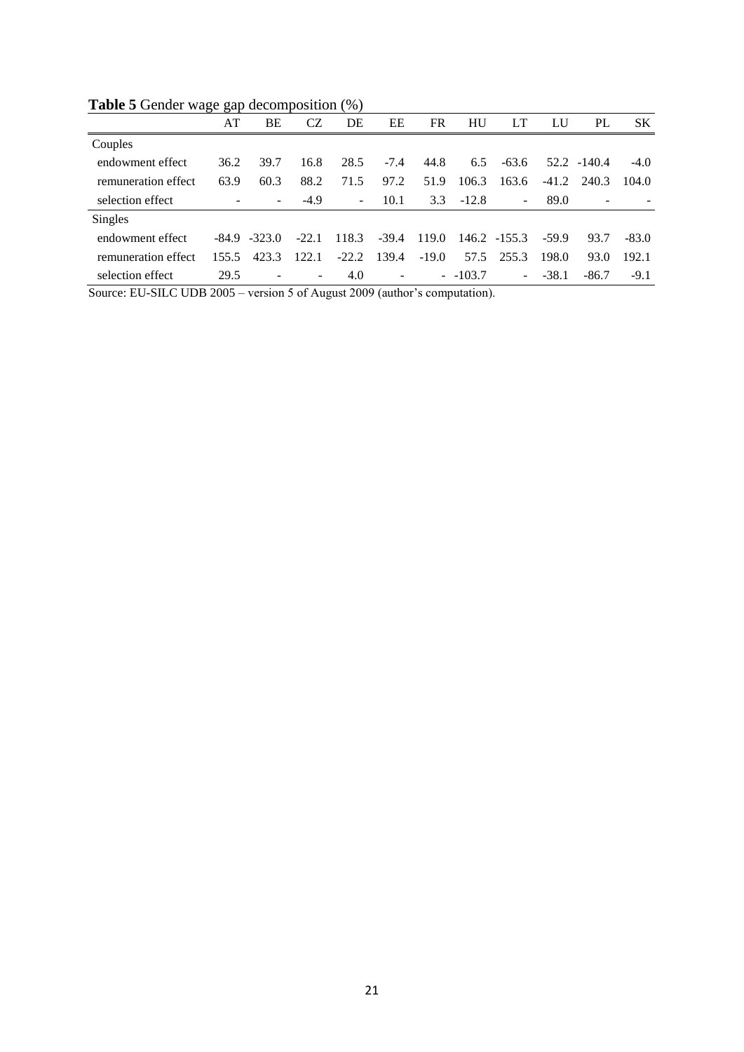**Table 5** Gender wage gap decomposition (%)

| | AT | BE | CZ | DE | EE | FR | HU | LT | LU | PL | SK |
|---|---|---|---|---|---|---|---|---|---|---|---|
| Couples | | | | | | | | | | | |
| endowment effect | 36.2 | 39.7 | 16.8 | 28.5 | -7.4 | 44.8 | 6.5 | -63.6 | 52.2 | -140.4 | -4.0 |
| remuneration effect | 63.9 | 60.3 | 88.2 | 71.5 | 97.2 | 51.9 | 106.3 | 163.6 | -41.2 | 240.3 | 104.0 |
| selection effect | - | - | -4.9 | - | 10.1 | 3.3 | -12.8 | - | 89.0 | - | - |
| Singles | | | | | | | | | | | |
| endowment effect | -84.9 | -323.0 | -22.1 | 118.3 | -39.4 | 119.0 | 146.2 | -155.3 | -59.9 | 93.7 | -83.0 |
| remuneration effect | 155.5 | 423.3 | 122.1 | -22.2 | 139.4 | -19.0 | 57.5 | 255.3 | 198.0 | 93.0 | 192.1 |
| selection effect | 29.5 | - | - | 4.0 | - | - | -103.7 | - | -38.1 | -86.7 | -9.1 |

Source: EU-SILC UDB 2005 – version 5 of August 2009 (author's computation).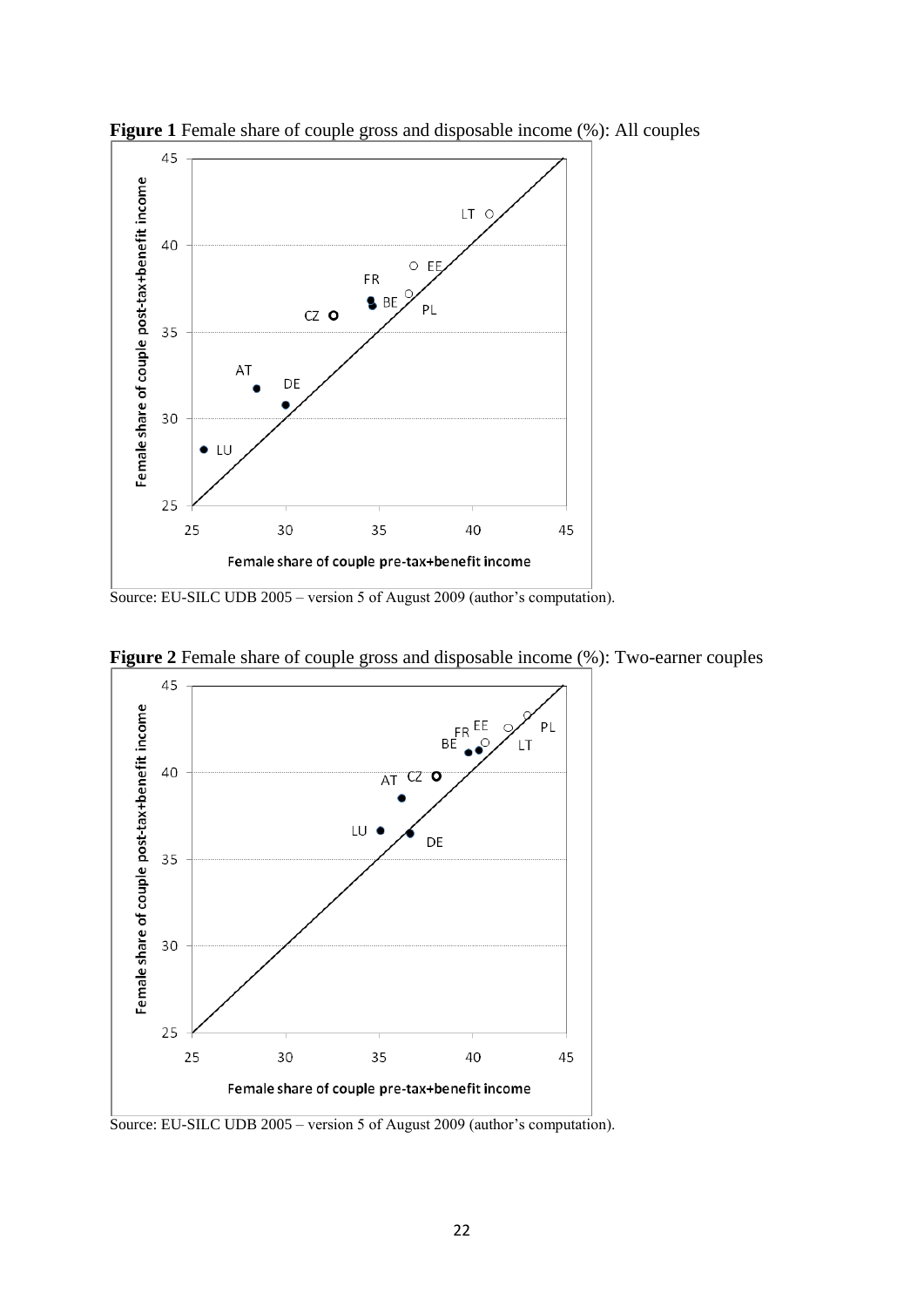**Figure 1** Female share of couple gross and disposable income (%): All couples

Source: EU-SILC UDB 2005 – version 5 of August 2009 (author's computation).

**Figure 2** Female share of couple gross and disposable income (%): Two-earner couples

Source: EU-SILC UDB 2005 – version 5 of August 2009 (author's computation).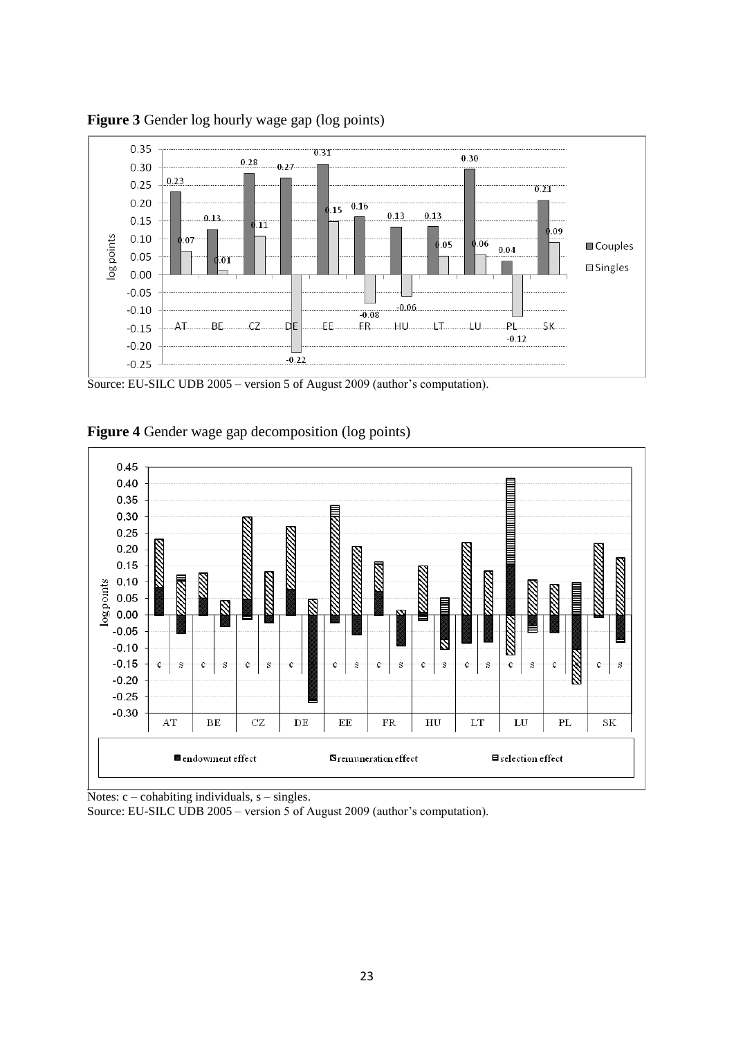**Figure 3** Gender log hourly wage gap (log points)

Source: EU-SILC UDB 2005 – version 5 of August 2009 (author's computation).

**Figure 4** Gender wage gap decomposition (log points)

Notes: c – cohabiting individuals, s – singles.

Source: EU-SILC UDB 2005 – version 5 of August 2009 (author's computation).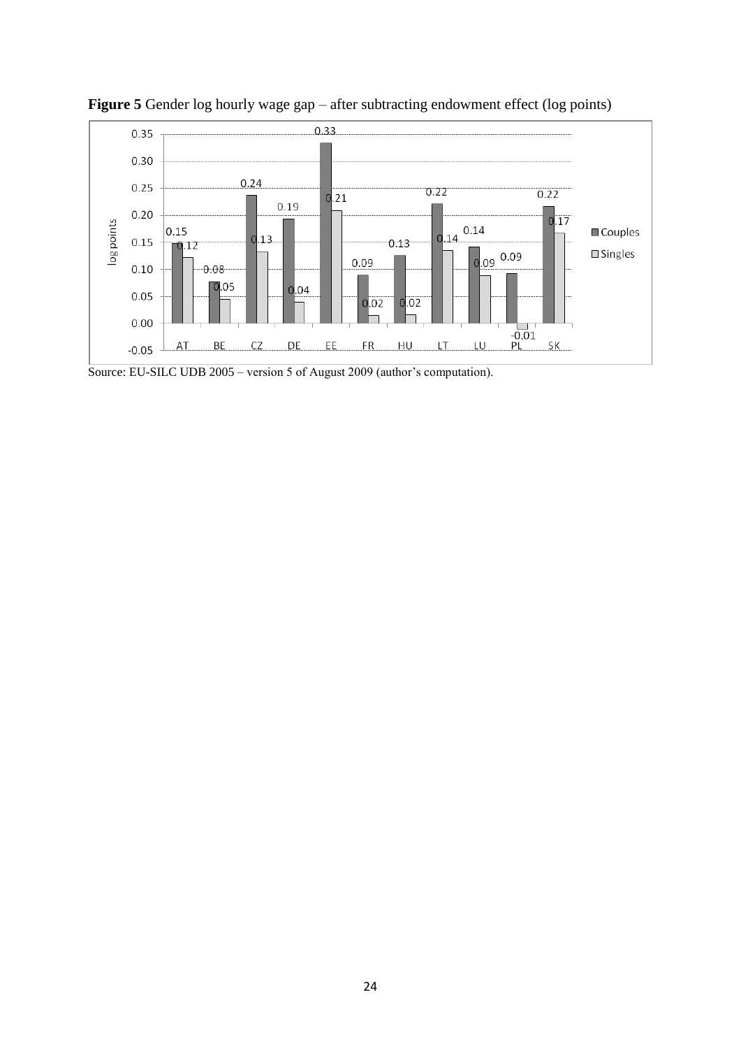**Figure 5** Gender log hourly wage gap – after subtracting endowment effect (log points)

| Country | Couples | Singles |
|---|---|---|
| AT | 0.15 | 0.12 |
| BE | 0.08 | 0.05 |
| CZ | 0.24 | 0.13 |
| DE | 0.19 | 0.04 |
| EE | 0.33 | 0.21 |
| FR | 0.09 | 0.02 |
| HU | 0.13 | 0.02 |
| LT | 0.22 | 0.14 |
| LU | 0.14 | 0.09 |
| PL | 0.09 | -0.01 |
| SK | 0.22 | 0.17 |

Source: EU-SILC UDB 2005 – version 5 of August 2009 (author's computation).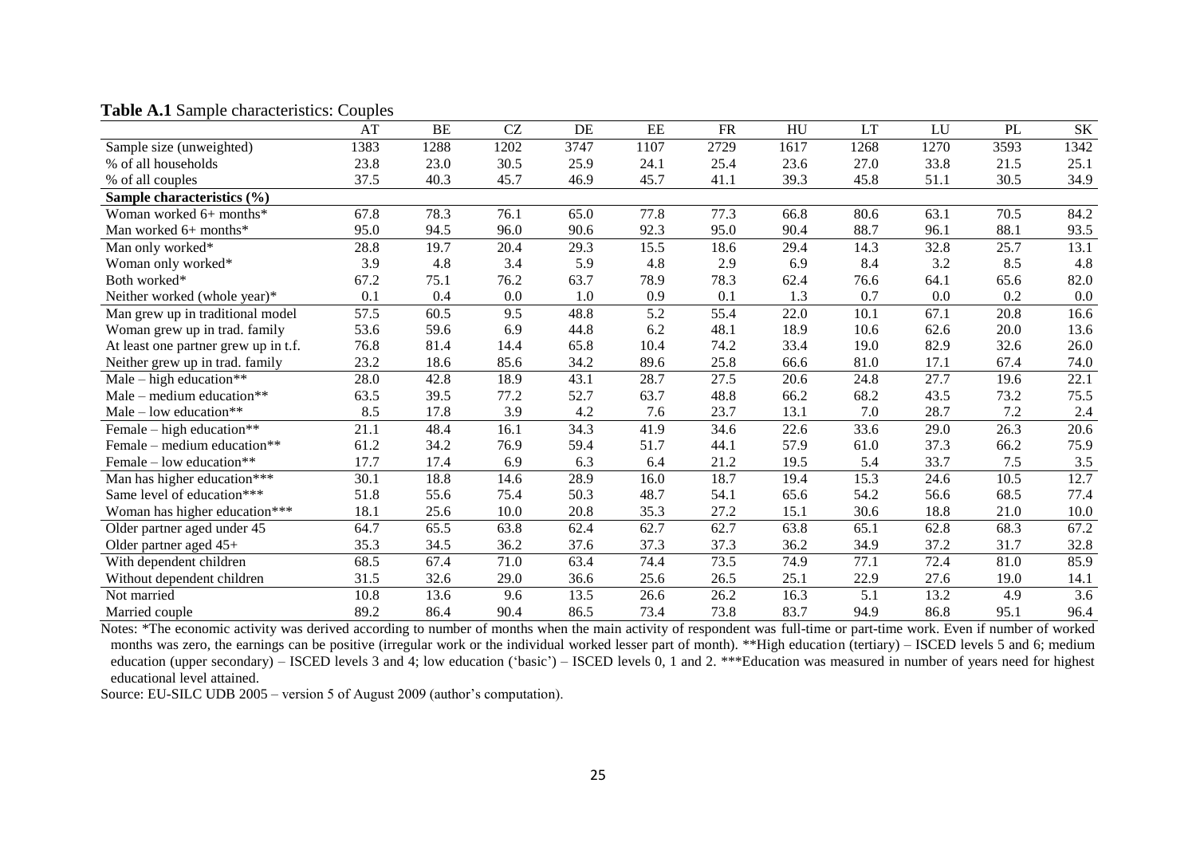**Table A.1** Sample characteristics: Couples

| | AT | BE | CZ | DE | EE | FR | HU | LT | LU | PL | SK |
|---|---|---|---|---|---|---|---|---|---|---|---|
| Sample size (unweighted) | 1383 | 1288 | 1202 | 3747 | 1107 | 2729 | 1617 | 1268 | 1270 | 3593 | 1342 |
| % of all households | 23.8 | 23.0 | 30.5 | 25.9 | 24.1 | 25.4 | 23.6 | 27.0 | 33.8 | 21.5 | 25.1 |
| % of all couples | 37.5 | 40.3 | 45.7 | 46.9 | 45.7 | 41.1 | 39.3 | 45.8 | 51.1 | 30.5 | 34.9 |
| **Sample characteristics (%)** | | | | | | | | | | | |
| Woman worked 6+ months* | 67.8 | 78.3 | 76.1 | 65.0 | 77.8 | 77.3 | 66.8 | 80.6 | 63.1 | 70.5 | 84.2 |
| Man worked 6+ months* | 95.0 | 94.5 | 96.0 | 90.6 | 92.3 | 95.0 | 90.4 | 88.7 | 96.1 | 88.1 | 93.5 |
| Man only worked* | 28.8 | 19.7 | 20.4 | 29.3 | 15.5 | 18.6 | 29.4 | 14.3 | 32.8 | 25.7 | 13.1 |
| Woman only worked* | 3.9 | 4.8 | 3.4 | 5.9 | 4.8 | 2.9 | 6.9 | 8.4 | 3.2 | 8.5 | 4.8 |
| Both worked* | 67.2 | 75.1 | 76.2 | 63.7 | 78.9 | 78.3 | 62.4 | 76.6 | 64.1 | 65.6 | 82.0 |
| Neither worked (whole year)* | 0.1 | 0.4 | 0.0 | 1.0 | 0.9 | 0.1 | 1.3 | 0.7 | 0.0 | 0.2 | 0.0 |
| Man grew up in traditional model | 57.5 | 60.5 | 9.5 | 48.8 | 5.2 | 55.4 | 22.0 | 10.1 | 67.1 | 20.8 | 16.6 |
| Woman grew up in trad. family | 53.6 | 59.6 | 6.9 | 44.8 | 6.2 | 48.1 | 18.9 | 10.6 | 62.6 | 20.0 | 13.6 |
| At least one partner grew up in t.f. | 76.8 | 81.4 | 14.4 | 65.8 | 10.4 | 74.2 | 33.4 | 19.0 | 82.9 | 32.6 | 26.0 |
| Neither grew up in trad. family | 23.2 | 18.6 | 85.6 | 34.2 | 89.6 | 25.8 | 66.6 | 81.0 | 17.1 | 67.4 | 74.0 |
| Male – high education** | 28.0 | 42.8 | 18.9 | 43.1 | 28.7 | 27.5 | 20.6 | 24.8 | 27.7 | 19.6 | 22.1 |
| Male – medium education** | 63.5 | 39.5 | 77.2 | 52.7 | 63.7 | 48.8 | 66.2 | 68.2 | 43.5 | 73.2 | 75.5 |
| Male – low education** | 8.5 | 17.8 | 3.9 | 4.2 | 7.6 | 23.7 | 13.1 | 7.0 | 28.7 | 7.2 | 2.4 |
| Female – high education** | 21.1 | 48.4 | 16.1 | 34.3 | 41.9 | 34.6 | 22.6 | 33.6 | 29.0 | 26.3 | 20.6 |
| Female – medium education** | 61.2 | 34.2 | 76.9 | 59.4 | 51.7 | 44.1 | 57.9 | 61.0 | 37.3 | 66.2 | 75.9 |
| Female – low education** | 17.7 | 17.4 | 6.9 | 6.3 | 6.4 | 21.2 | 19.5 | 5.4 | 33.7 | 7.5 | 3.5 |
| Man has higher education*** | 30.1 | 18.8 | 14.6 | 28.9 | 16.0 | 18.7 | 19.4 | 15.3 | 24.6 | 10.5 | 12.7 |
| Same level of education*** | 51.8 | 55.6 | 75.4 | 50.3 | 48.7 | 54.1 | 65.6 | 54.2 | 56.6 | 68.5 | 77.4 |
| Woman has higher education*** | 18.1 | 25.6 | 10.0 | 20.8 | 35.3 | 27.2 | 15.1 | 30.6 | 18.8 | 21.0 | 10.0 |
| Older partner aged under 45 | 64.7 | 65.5 | 63.8 | 62.4 | 62.7 | 62.7 | 63.8 | 65.1 | 62.8 | 68.3 | 67.2 |
| Older partner aged 45+ | 35.3 | 34.5 | 36.2 | 37.6 | 37.3 | 37.3 | 36.2 | 34.9 | 37.2 | 31.7 | 32.8 |
| With dependent children | 68.5 | 67.4 | 71.0 | 63.4 | 74.4 | 73.5 | 74.9 | 77.1 | 72.4 | 81.0 | 85.9 |
| Without dependent children | 31.5 | 32.6 | 29.0 | 36.6 | 25.6 | 26.5 | 25.1 | 22.9 | 27.6 | 19.0 | 14.1 |
| Not married | 10.8 | 13.6 | 9.6 | 13.5 | 26.6 | 26.2 | 16.3 | 5.1 | 13.2 | 4.9 | 3.6 |
| Married couple | 89.2 | 86.4 | 90.4 | 86.5 | 73.4 | 73.8 | 83.7 | 94.9 | 86.8 | 95.1 | 96.4 |

Notes: *The economic activity was derived according to number of months when the main activity of respondent was full-time or part-time work. Even if number of worked months was zero, the earnings can be positive (irregular work or the individual worked lesser part of month). **High education (tertiary) – ISCED levels 5 and 6; medium education (upper secondary) – ISCED levels 3 and 4; low education ('basic') – ISCED levels 0, 1 and 2. ***Education was measured in number of years need for highest educational level attained.

Source: EU-SILC UDB 2005 – version 5 of August 2009 (author's computation).